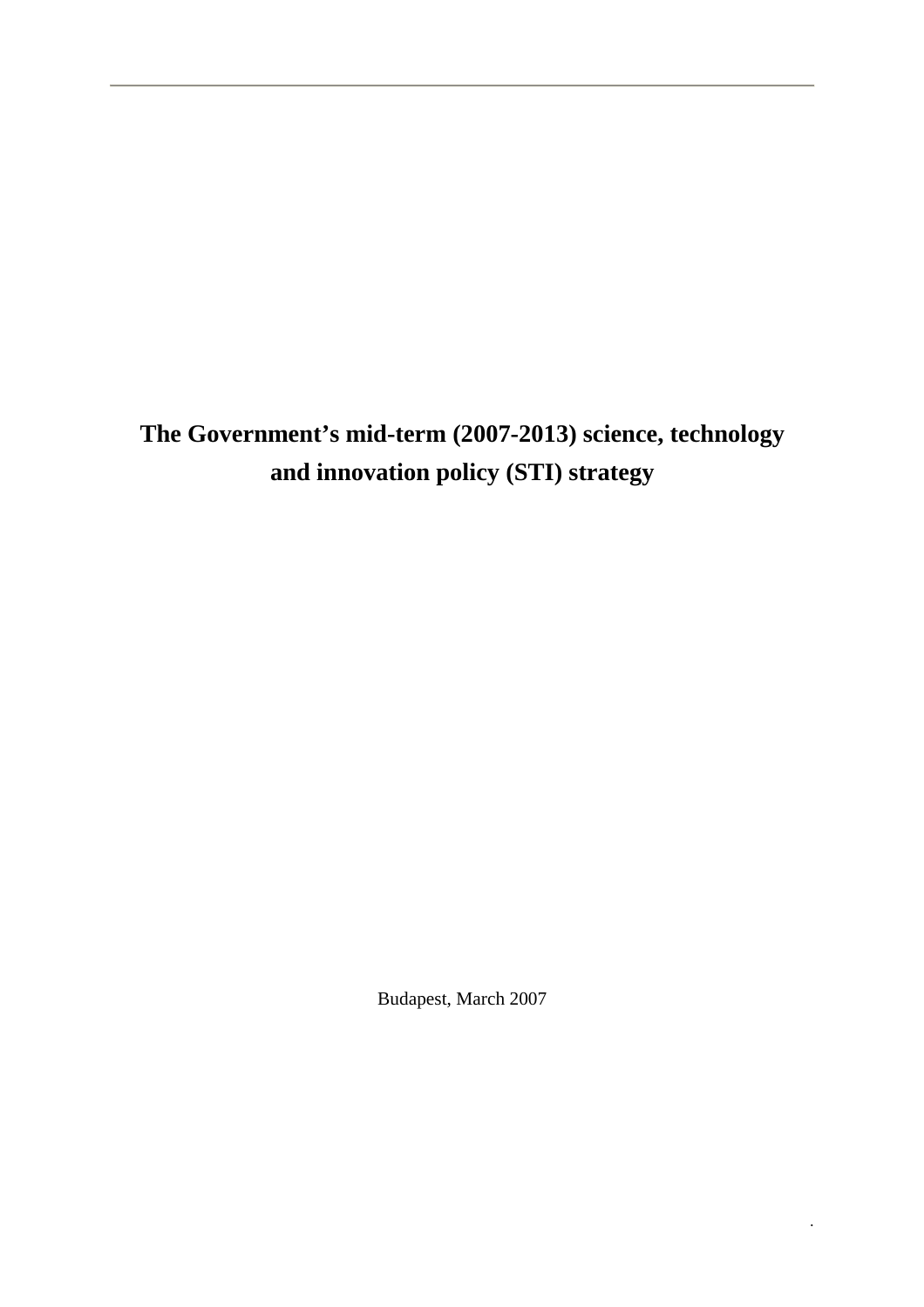# The Government's mid-term (2007-2013) science, technology and innovation policy (STI) strategy

Budapest, March 2007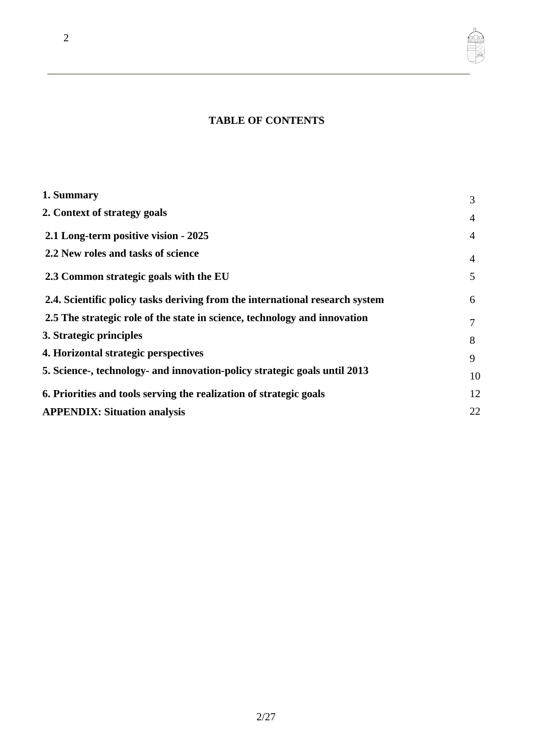**TABLE OF CONTENTS**

| | |
|---|---|
| **1. Summary** | 3 |
| **2. Context of strategy goals** | 4 |
| **2.1 Long-term positive vision - 2025** | 4 |
| **2.2 New roles and tasks of science** | 4 |
| **2.3 Common strategic goals with the EU** | 5 |
| **2.4. Scientific policy tasks deriving from the international research system** | 6 |
| **2.5 The strategic role of the state in science, technology and innovation** | 7 |
| **3. Strategic principles** | 8 |
| **4. Horizontal strategic perspectives** | 9 |
| **5. Science-, technology- and innovation-policy strategic goals until 2013** | 10 |
| **6. Priorities and tools serving the realization of strategic goals** | 12 |
| **APPENDIX: Situation analysis** | 22 |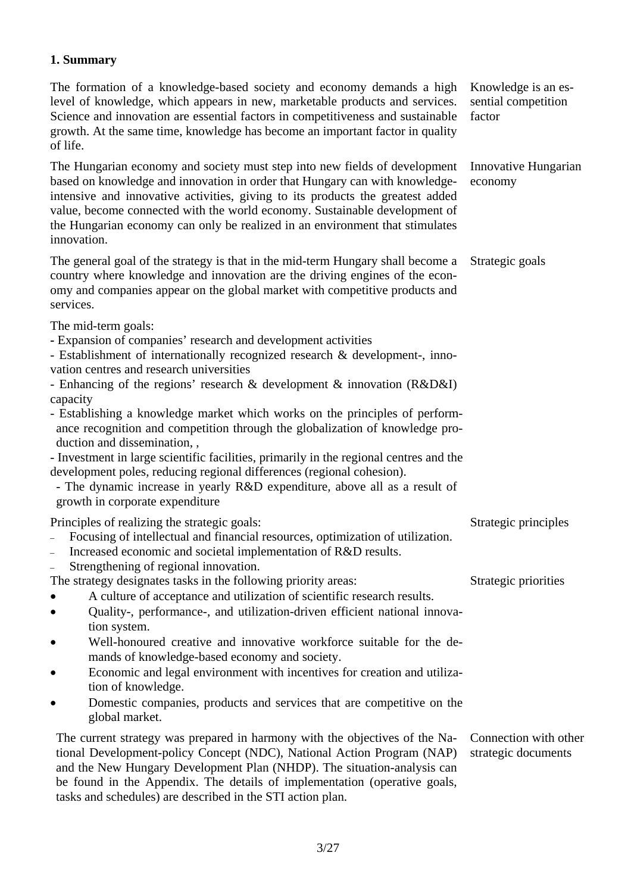## 1. Summary

*Knowledge is an essential competition factor*

The formation of a knowledge-based society and economy demands a high level of knowledge, which appears in new, marketable products and services. Science and innovation are essential factors in competitiveness and sustainable growth. At the same time, knowledge has become an important factor in quality of life.

*Innovative Hungarian economy*

The Hungarian economy and society must step into new fields of development based on knowledge and innovation in order that Hungary can with knowledge-intensive and innovative activities, giving to its products the greatest added value, become connected with the world economy. Sustainable development of the Hungarian economy can only be realized in an environment that stimulates innovation.

*Strategic goals*

The general goal of the strategy is that in the mid-term Hungary shall become a country where knowledge and innovation are the driving engines of the economy and companies appear on the global market with competitive products and services.

The mid-term goals:

- Expansion of companies' research and development activities
- Establishment of internationally recognized research & development-, innovation centres and research universities
- Enhancing of the regions' research & development & innovation (R&D&I) capacity
- Establishing a knowledge market which works on the principles of performance recognition and competition through the globalization of knowledge production and dissemination, ,
- Investment in large scientific facilities, primarily in the regional centres and the development poles, reducing regional differences (regional cohesion).
- The dynamic increase in yearly R&D expenditure, above all as a result of growth in corporate expenditure

*Strategic principles*

Principles of realizing the strategic goals:

- Focusing of intellectual and financial resources, optimization of utilization.
- Increased economic and societal implementation of R&D results.
- Strengthening of regional innovation.

*Strategic priorities*

The strategy designates tasks in the following priority areas:

- A culture of acceptance and utilization of scientific research results.
- Quality-, performance-, and utilization-driven efficient national innovation system.
- Well-honoured creative and innovative workforce suitable for the demands of knowledge-based economy and society.
- Economic and legal environment with incentives for creation and utilization of knowledge.
- Domestic companies, products and services that are competitive on the global market.

*Connection with other strategic documents*

The current strategy was prepared in harmony with the objectives of the National Development-policy Concept (NDC), National Action Program (NAP) and the New Hungary Development Plan (NHDP). The situation-analysis can be found in the Appendix. The details of implementation (operative goals, tasks and schedules) are described in the STI action plan.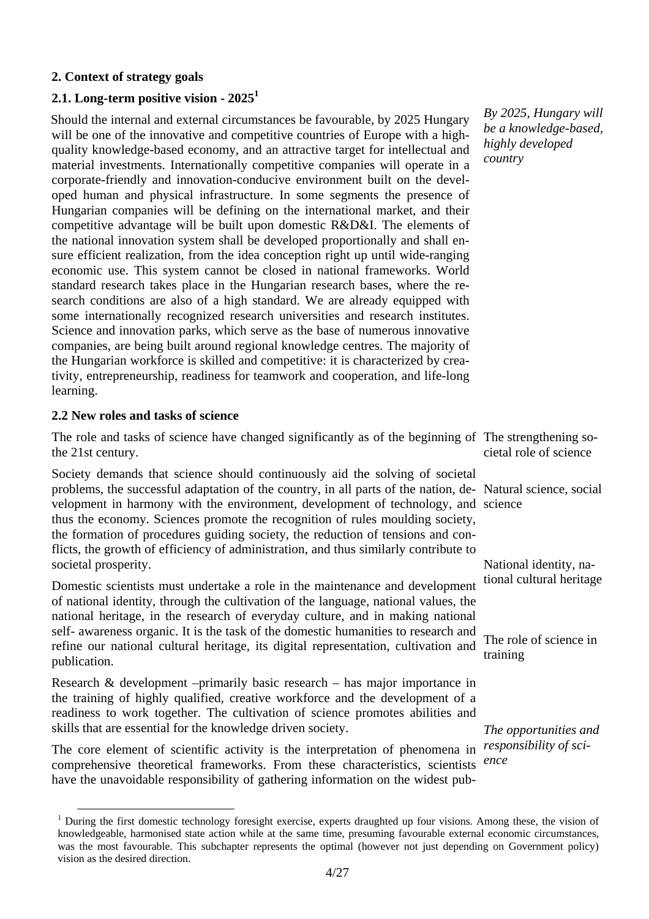**2. Context of strategy goals**

**2.1. Long-term positive vision - 2025**[1]

*By 2025, Hungary will be a knowledge-based, highly developed country*

Should the internal and external circumstances be favourable, by 2025 Hungary will be one of the innovative and competitive countries of Europe with a high-quality knowledge-based economy, and an attractive target for intellectual and material investments. Internationally competitive companies will operate in a corporate-friendly and innovation-conducive environment built on the developed human and physical infrastructure. In some segments the presence of Hungarian companies will be defining on the international market, and their competitive advantage will be built upon domestic R&D&I. The elements of the national innovation system shall be developed proportionally and shall ensure efficient realization, from the idea conception right up until wide-ranging economic use. This system cannot be closed in national frameworks. World standard research takes place in the Hungarian research bases, where the research conditions are also of a high standard. We are already equipped with some internationally recognized research universities and research institutes. Science and innovation parks, which serve as the base of numerous innovative companies, are being built around regional knowledge centres. The majority of the Hungarian workforce is skilled and competitive: it is characterized by creativity, entrepreneurship, readiness for teamwork and cooperation, and life-long learning.

**2.2 New roles and tasks of science**

The strengthening societal role of science

The role and tasks of science have changed significantly as of the beginning of the 21st century.

Natural science, social science

Society demands that science should continuously aid the solving of societal problems, the successful adaptation of the country, in all parts of the nation, development in harmony with the environment, development of technology, and thus the economy. Sciences promote the recognition of rules moulding society, the formation of procedures guiding society, the reduction of tensions and conflicts, the growth of efficiency of administration, and thus similarly contribute to societal prosperity.

National identity, national cultural heritage

Domestic scientists must undertake a role in the maintenance and development of national identity, through the cultivation of the language, national values, the national heritage, in the research of everyday culture, and in making national self- awareness organic. It is the task of the domestic humanities to research and refine our national cultural heritage, its digital representation, cultivation and publication.

The role of science in training

Research & development –primarily basic research – has major importance in the training of highly qualified, creative workforce and the development of a readiness to work together. The cultivation of science promotes abilities and skills that are essential for the knowledge driven society.

*The opportunities and responsibility of science*

The core element of scientific activity is the interpretation of phenomena in comprehensive theoretical frameworks. From these characteristics, scientists have the unavoidable responsibility of gathering information on the widest pub-

[1] During the first domestic technology foresight exercise, experts draughted up four visions. Among these, the vision of knowledgeable, harmonised state action while at the same time, presuming favourable external economic circumstances, was the most favourable. This subchapter represents the optimal (however not just depending on Government policy) vision as the desired direction.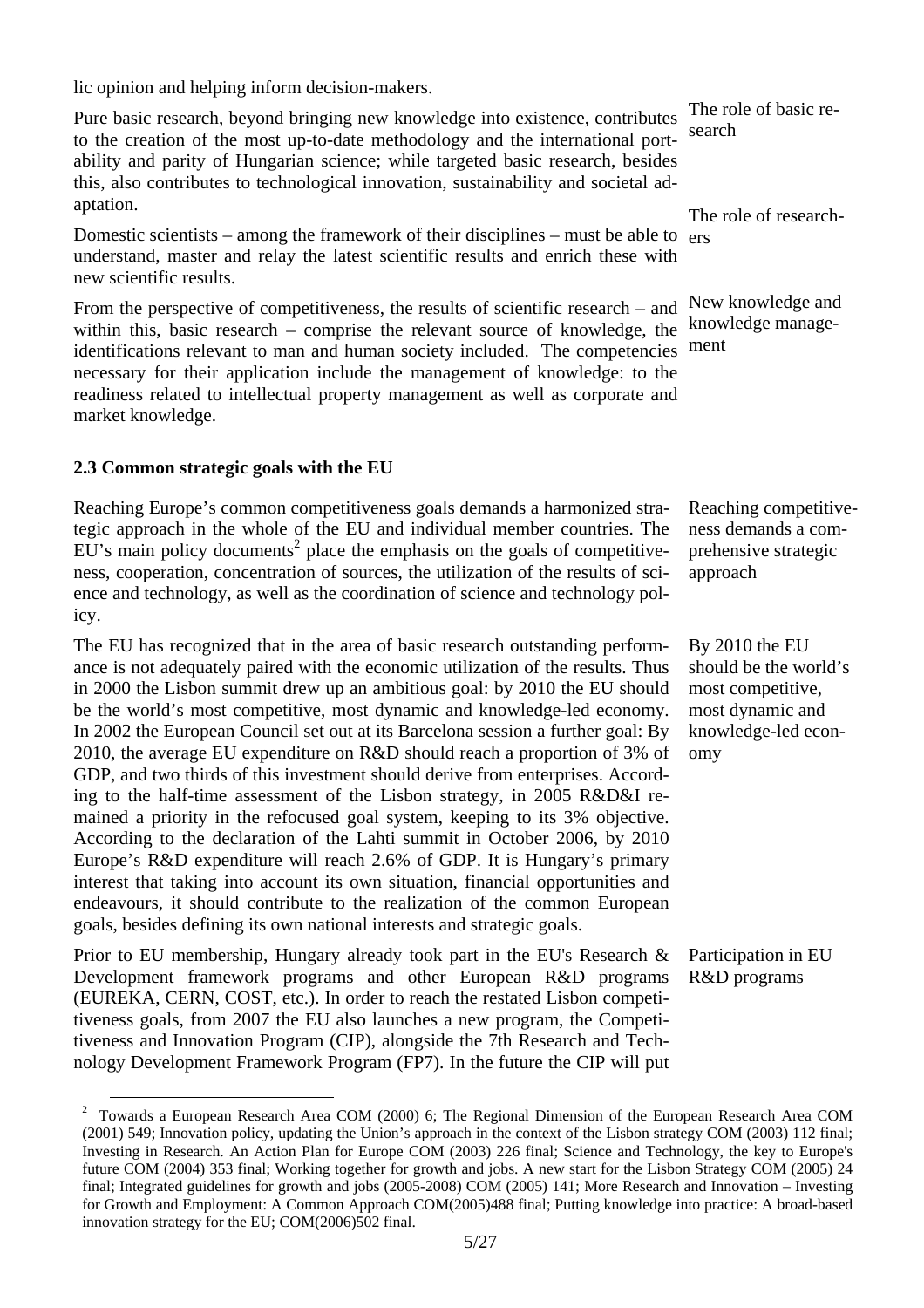lic opinion and helping inform decision-makers.

The role of basic research

Pure basic research, beyond bringing new knowledge into existence, contributes to the creation of the most up-to-date methodology and the international portability and parity of Hungarian science; while targeted basic research, besides this, also contributes to technological innovation, sustainability and societal adaptation.

The role of researchers

Domestic scientists – among the framework of their disciplines – must be able to understand, master and relay the latest scientific results and enrich these with new scientific results.

New knowledge and knowledge management

From the perspective of competitiveness, the results of scientific research – and within this, basic research – comprise the relevant source of knowledge, the identifications relevant to man and human society included. The competencies necessary for their application include the management of knowledge: to the readiness related to intellectual property management as well as corporate and market knowledge.

### 2.3 Common strategic goals with the EU

Reaching competitiveness demands a comprehensive strategic approach

Reaching Europe's common competitiveness goals demands a harmonized strategic approach in the whole of the EU and individual member countries. The EU's main policy documents[2] place the emphasis on the goals of competitiveness, cooperation, concentration of sources, the utilization of the results of science and technology, as well as the coordination of science and technology policy.

By 2010 the EU should be the world's most competitive, most dynamic and knowledge-led economy

The EU has recognized that in the area of basic research outstanding performance is not adequately paired with the economic utilization of the results. Thus in 2000 the Lisbon summit drew up an ambitious goal: by 2010 the EU should be the world's most competitive, most dynamic and knowledge-led economy. In 2002 the European Council set out at its Barcelona session a further goal: By 2010, the average EU expenditure on R&D should reach a proportion of 3% of GDP, and two thirds of this investment should derive from enterprises. According to the half-time assessment of the Lisbon strategy, in 2005 R&D&I remained a priority in the refocused goal system, keeping to its 3% objective. According to the declaration of the Lahti summit in October 2006, by 2010 Europe's R&D expenditure will reach 2.6% of GDP. It is Hungary's primary interest that taking into account its own situation, financial opportunities and endeavours, it should contribute to the realization of the common European goals, besides defining its own national interests and strategic goals.

Participation in EU R&D programs

Prior to EU membership, Hungary already took part in the EU's Research & Development framework programs and other European R&D programs (EUREKA, CERN, COST, etc.). In order to reach the restated Lisbon competitiveness goals, from 2007 the EU also launches a new program, the Competitiveness and Innovation Program (CIP), alongside the 7th Research and Technology Development Framework Program (FP7). In the future the CIP will put

---

[2] Towards a European Research Area COM (2000) 6; The Regional Dimension of the European Research Area COM (2001) 549; Innovation policy, updating the Union's approach in the context of the Lisbon strategy COM (2003) 112 final; Investing in Research. An Action Plan for Europe COM (2003) 226 final; Science and Technology, the key to Europe's future COM (2004) 353 final; Working together for growth and jobs. A new start for the Lisbon Strategy COM (2005) 24 final; Integrated guidelines for growth and jobs (2005-2008) COM (2005) 141; More Research and Innovation – Investing for Growth and Employment: A Common Approach COM(2005)488 final; Putting knowledge into practice: A broad-based innovation strategy for the EU; COM(2006)502 final.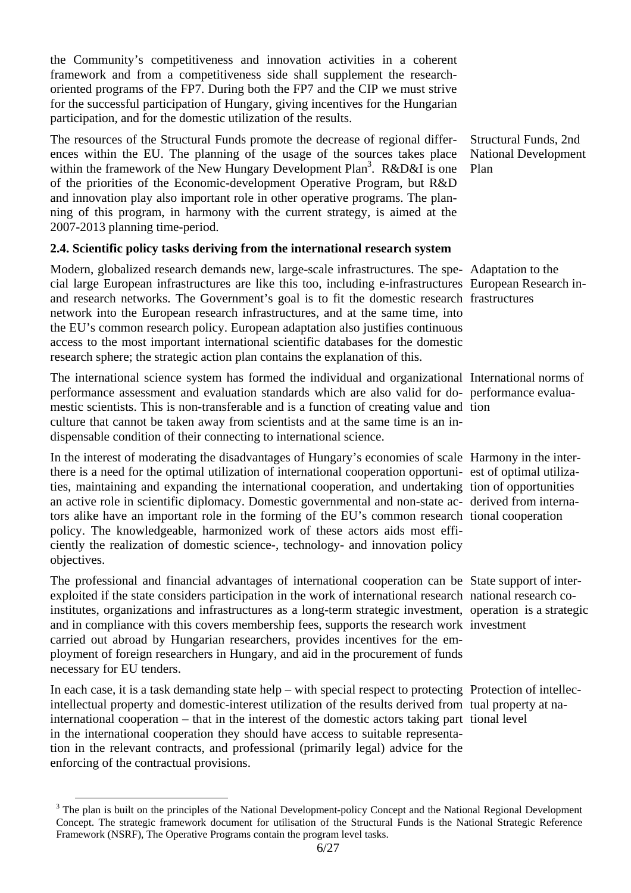the Community's competitiveness and innovation activities in a coherent framework and from a competitiveness side shall supplement the research-oriented programs of the FP7. During both the FP7 and the CIP we must strive for the successful participation of Hungary, giving incentives for the Hungarian participation, and for the domestic utilization of the results.

Structural Funds, 2nd National Development Plan

The resources of the Structural Funds promote the decrease of regional differences within the EU. The planning of the usage of the sources takes place within the framework of the New Hungary Development Plan[3]. R&D&I is one of the priorities of the Economic-development Operative Program, but R&D and innovation play also important role in other operative programs. The planning of this program, in harmony with the current strategy, is aimed at the 2007-2013 planning time-period.

### 2.4. Scientific policy tasks deriving from the international research system

Adaptation to the European Research infrastructures

Modern, globalized research demands new, large-scale infrastructures. The special large European infrastructures are like this too, including e-infrastructures and research networks. The Government's goal is to fit the domestic research network into the European research infrastructures, and at the same time, into the EU's common research policy. European adaptation also justifies continuous access to the most important international scientific databases for the domestic research sphere; the strategic action plan contains the explanation of this.

International norms of performance evaluation

The international science system has formed the individual and organizational performance assessment and evaluation standards which are also valid for domestic scientists. This is non-transferable and is a function of creating value and culture that cannot be taken away from scientists and at the same time is an indispensable condition of their connecting to international science.

Harmony in the interest of optimal utilization of opportunities derived from international cooperation

In the interest of moderating the disadvantages of Hungary's economies of scale there is a need for the optimal utilization of international cooperation opportunities, maintaining and expanding the international cooperation, and undertaking an active role in scientific diplomacy. Domestic governmental and non-state actors alike have an important role in the forming of the EU's common research policy. The knowledgeable, harmonized work of these actors aids most efficiently the realization of domestic science-, technology- and innovation policy objectives.

State support of international research cooperation is a strategic investment

The professional and financial advantages of international cooperation can be exploited if the state considers participation in the work of international research institutes, organizations and infrastructures as a long-term strategic investment, and in compliance with this covers membership fees, supports the research work carried out abroad by Hungarian researchers, provides incentives for the employment of foreign researchers in Hungary, and aid in the procurement of funds necessary for EU tenders.

Protection of intellectual property at national level

In each case, it is a task demanding state help – with special respect to protecting intellectual property and domestic-interest utilization of the results derived from international cooperation – that in the interest of the domestic actors taking part in the international cooperation they should have access to suitable representation in the relevant contracts, and professional (primarily legal) advice for the enforcing of the contractual provisions.

[3] The plan is built on the principles of the National Development-policy Concept and the National Regional Development Concept. The strategic framework document for utilisation of the Structural Funds is the National Strategic Reference Framework (NSRF), The Operative Programs contain the program level tasks.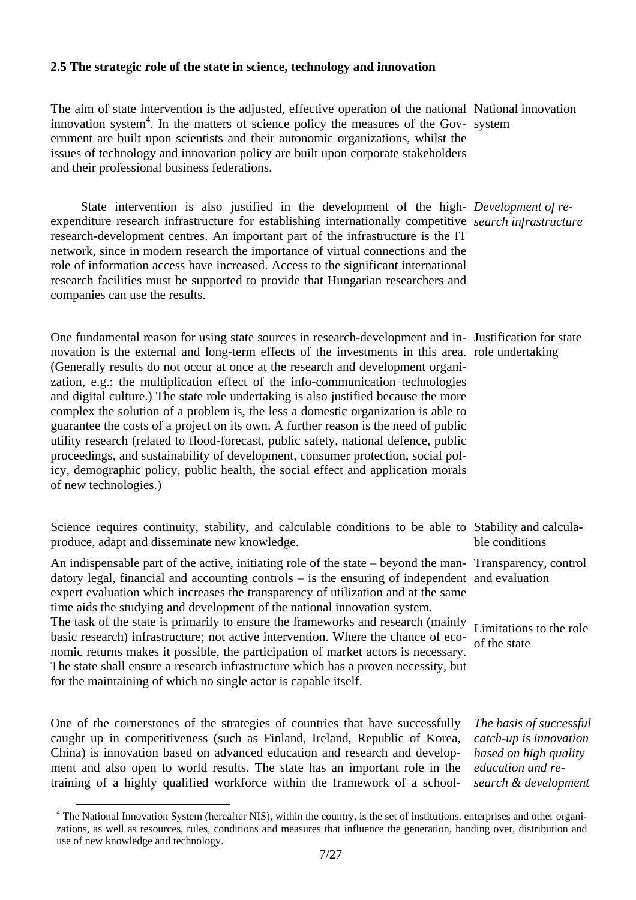### 2.5 The strategic role of the state in science, technology and innovation

National innovation system

The aim of state intervention is the adjusted, effective operation of the national innovation system[4]. In the matters of science policy the measures of the Government are built upon scientists and their autonomic organizations, whilst the issues of technology and innovation policy are built upon corporate stakeholders and their professional business federations.

*Development of research infrastructure*

State intervention is also justified in the development of the high-expenditure research infrastructure for establishing internationally competitive research-development centres. An important part of the infrastructure is the IT network, since in modern research the importance of virtual connections and the role of information access have increased. Access to the significant international research facilities must be supported to provide that Hungarian researchers and companies can use the results.

Justification for state role undertaking

One fundamental reason for using state sources in research-development and innovation is the external and long-term effects of the investments in this area. (Generally results do not occur at once at the research and development organization, e.g.: the multiplication effect of the info-communication technologies and digital culture.) The state role undertaking is also justified because the more complex the solution of a problem is, the less a domestic organization is able to guarantee the costs of a project on its own. A further reason is the need of public utility research (related to flood-forecast, public safety, national defence, public proceedings, and sustainability of development, consumer protection, social policy, demographic policy, public health, the social effect and application morals of new technologies.)

Stability and calculable conditions

Science requires continuity, stability, and calculable conditions to be able to produce, adapt and disseminate new knowledge.

Transparency, control and evaluation

An indispensable part of the active, initiating role of the state – beyond the mandatory legal, financial and accounting controls – is the ensuring of independent expert evaluation which increases the transparency of utilization and at the same time aids the studying and development of the national innovation system.

Limitations to the role of the state

The task of the state is primarily to ensure the frameworks and research (mainly basic research) infrastructure; not active intervention. Where the chance of economic returns makes it possible, the participation of market actors is necessary. The state shall ensure a research infrastructure which has a proven necessity, but for the maintaining of which no single actor is capable itself.

*The basis of successful catch-up is innovation based on high quality education and research & development*

One of the cornerstones of the strategies of countries that have successfully caught up in competitiveness (such as Finland, Ireland, Republic of Korea, China) is innovation based on advanced education and research and development and also open to world results. The state has an important role in the training of a highly qualified workforce within the framework of a school-

[4] The National Innovation System (hereafter NIS), within the country, is the set of institutions, enterprises and other organizations, as well as resources, rules, conditions and measures that influence the generation, handing over, distribution and use of new knowledge and technology.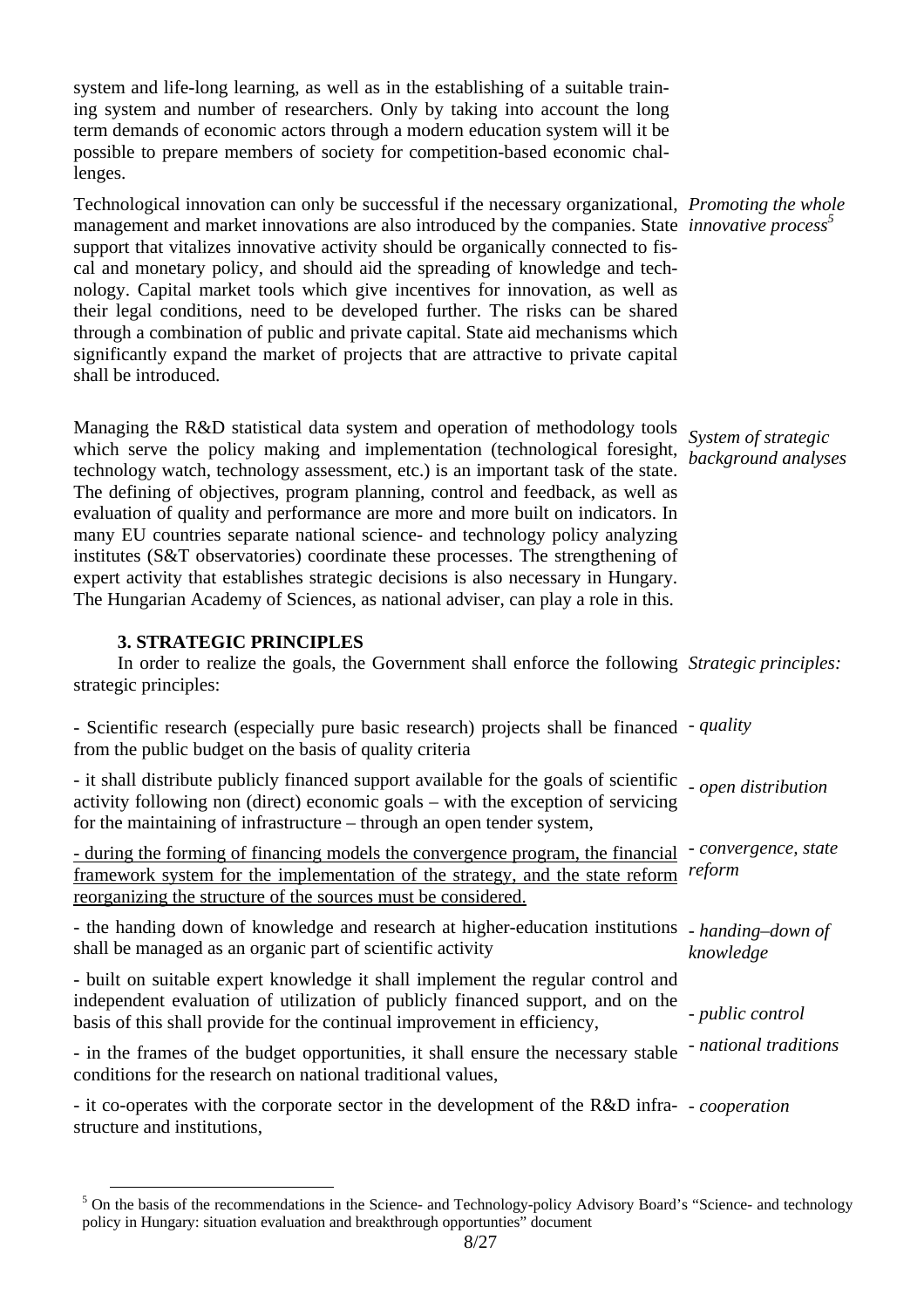system and life-long learning, as well as in the establishing of a suitable training system and number of researchers. Only by taking into account the long term demands of economic actors through a modern education system will it be possible to prepare members of society for competition-based economic challenges.

*Promoting the whole innovative process*[5]

Technological innovation can only be successful if the necessary organizational, management and market innovations are also introduced by the companies. State support that vitalizes innovative activity should be organically connected to fiscal and monetary policy, and should aid the spreading of knowledge and technology. Capital market tools which give incentives for innovation, as well as their legal conditions, need to be developed further. The risks can be shared through a combination of public and private capital. State aid mechanisms which significantly expand the market of projects that are attractive to private capital shall be introduced.

*System of strategic background analyses*

Managing the R&D statistical data system and operation of methodology tools which serve the policy making and implementation (technological foresight, technology watch, technology assessment, etc.) is an important task of the state. The defining of objectives, program planning, control and feedback, as well as evaluation of quality and performance are more and more built on indicators. In many EU countries separate national science- and technology policy analyzing institutes (S&T observatories) coordinate these processes. The strengthening of expert activity that establishes strategic decisions is also necessary in Hungary. The Hungarian Academy of Sciences, as national adviser, can play a role in this.

## 3. STRATEGIC PRINCIPLES

*Strategic principles:*

In order to realize the goals, the Government shall enforce the following strategic principles:

*- quality*

- Scientific research (especially pure basic research) projects shall be financed from the public budget on the basis of quality criteria

*- open distribution*

- it shall distribute publicly financed support available for the goals of scientific activity following non (direct) economic goals – with the exception of servicing for the maintaining of infrastructure – through an open tender system,

*- convergence, state reform*

- <u>during the forming of financing models the convergence program, the financial framework system for the implementation of the strategy, and the state reform reorganizing the structure of the sources must be considered.</u>

*- handing–down of knowledge*

- the handing down of knowledge and research at higher-education institutions shall be managed as an organic part of scientific activity

*- public control*

- built on suitable expert knowledge it shall implement the regular control and independent evaluation of utilization of publicly financed support, and on the basis of this shall provide for the continual improvement in efficiency,

*- national traditions*

- in the frames of the budget opportunities, it shall ensure the necessary stable conditions for the research on national traditional values,

*- cooperation*

- it co-operates with the corporate sector in the development of the R&D infrastructure and institutions,

[5] On the basis of the recommendations in the Science- and Technology-policy Advisory Board's "Science- and technology policy in Hungary: situation evaluation and breakthrough opportunties" document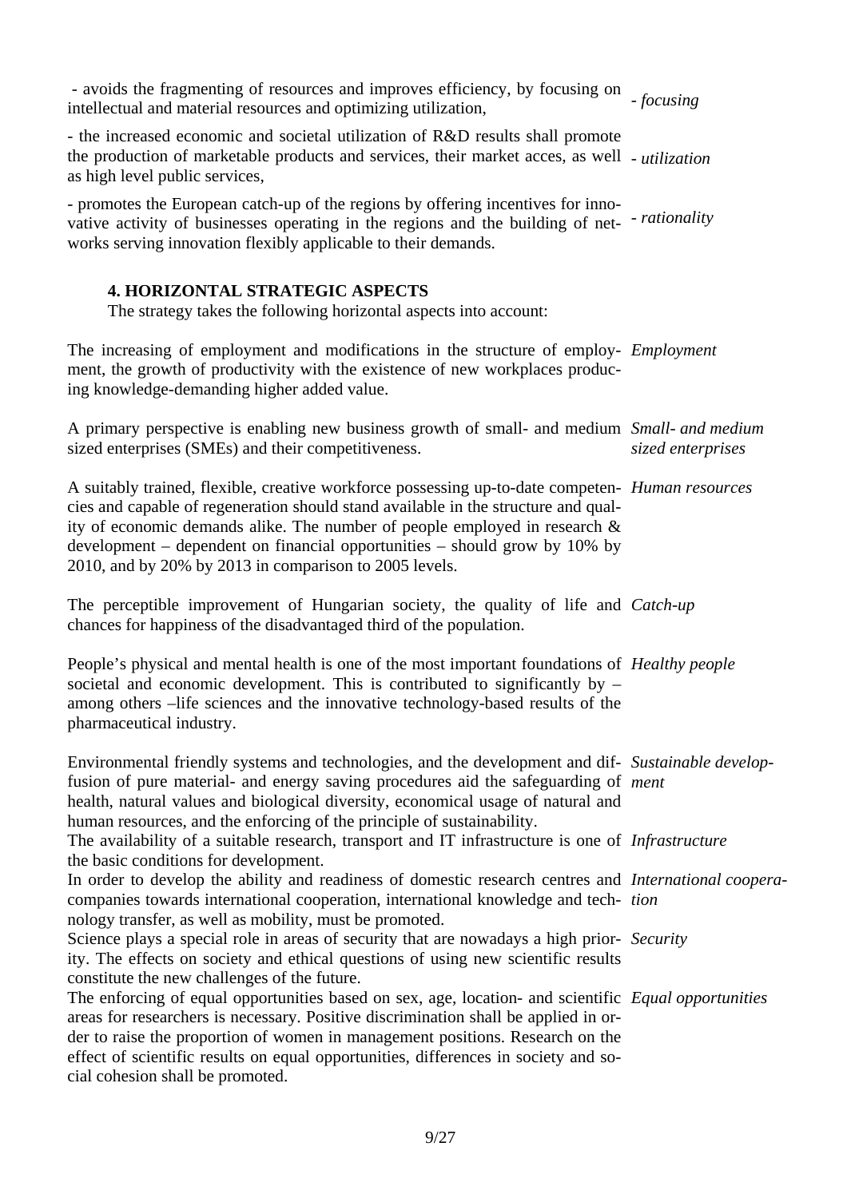- avoids the fragmenting of resources and improves efficiency, by focusing on intellectual and material resources and optimizing utilization, *- focusing*

- the increased economic and societal utilization of R&D results shall promote the production of marketable products and services, their market acces, as well as high level public services, *- utilization*

- promotes the European catch-up of the regions by offering incentives for innovative activity of businesses operating in the regions and the building of networks serving innovation flexibly applicable to their demands. *- rationality*

## 4. HORIZONTAL STRATEGIC ASPECTS

The strategy takes the following horizontal aspects into account:

*Employment*

The increasing of employment and modifications in the structure of employment, the growth of productivity with the existence of new workplaces producing knowledge-demanding higher added value.

*Small- and medium sized enterprises*

A primary perspective is enabling new business growth of small- and medium sized enterprises (SMEs) and their competitiveness.

*Human resources*

A suitably trained, flexible, creative workforce possessing up-to-date competencies and capable of regeneration should stand available in the structure and quality of economic demands alike. The number of people employed in research & development – dependent on financial opportunities – should grow by 10% by 2010, and by 20% by 2013 in comparison to 2005 levels.

*Catch-up*

The perceptible improvement of Hungarian society, the quality of life and chances for happiness of the disadvantaged third of the population.

*Healthy people*

People's physical and mental health is one of the most important foundations of societal and economic development. This is contributed to significantly by – among others –life sciences and the innovative technology-based results of the pharmaceutical industry.

*Sustainable development*

Environmental friendly systems and technologies, and the development and diffusion of pure material- and energy saving procedures aid the safeguarding of health, natural values and biological diversity, economical usage of natural and human resources, and the enforcing of the principle of sustainability.

*Infrastructure*

The availability of a suitable research, transport and IT infrastructure is one of the basic conditions for development.

*International cooperation*

In order to develop the ability and readiness of domestic research centres and companies towards international cooperation, international knowledge and technology transfer, as well as mobility, must be promoted.

*Security*

Science plays a special role in areas of security that are nowadays a high priority. The effects on society and ethical questions of using new scientific results constitute the new challenges of the future.

*Equal opportunities*

The enforcing of equal opportunities based on sex, age, location- and scientific areas for researchers is necessary. Positive discrimination shall be applied in order to raise the proportion of women in management positions. Research on the effect of scientific results on equal opportunities, differences in society and social cohesion shall be promoted.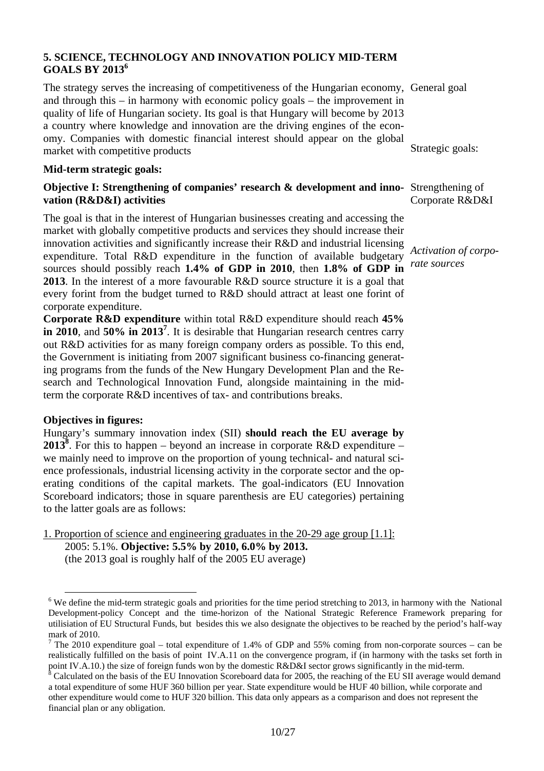## 5. SCIENCE, TECHNOLOGY AND INNOVATION POLICY MID-TERM GOALS BY 2013[6]

General goal

The strategy serves the increasing of competitiveness of the Hungarian economy, and through this – in harmony with economic policy goals – the improvement in quality of life of Hungarian society. Its goal is that Hungary will become by 2013 a country where knowledge and innovation are the driving engines of the economy. Companies with domestic financial interest should appear on the global market with competitive products

Strategic goals:

**Mid-term strategic goals:**

Strengthening of Corporate R&D&I

**Objective I: Strengthening of companies' research & development and innovation (R&D&I) activities**

*Activation of corporate sources*

The goal is that in the interest of Hungarian businesses creating and accessing the market with globally competitive products and services they should increase their innovation activities and significantly increase their R&D and industrial licensing expenditure. Total R&D expenditure in the function of available budgetary sources should possibly reach **1.4% of GDP in 2010**, then **1.8% of GDP in 2013**. In the interest of a more favourable R&D source structure it is a goal that every forint from the budget turned to R&D should attract at least one forint of corporate expenditure.

**Corporate R&D expenditure** within total R&D expenditure should reach **45% in 2010**, and **50% in 2013**[7]. It is desirable that Hungarian research centres carry out R&D activities for as many foreign company orders as possible. To this end, the Government is initiating from 2007 significant business co-financing generating programs from the funds of the New Hungary Development Plan and the Research and Technological Innovation Fund, alongside maintaining in the mid-term the corporate R&D incentives of tax- and contributions breaks.

**Objectives in figures:**

Hungary's summary innovation index (SII) **should reach the EU average by 2013**[8]. For this to happen – beyond an increase in corporate R&D expenditure – we mainly need to improve on the proportion of young technical- and natural science professionals, industrial licensing activity in the corporate sector and the operating conditions of the capital markets. The goal-indicators (EU Innovation Scoreboard indicators; those in square parenthesis are EU categories) pertaining to the latter goals are as follows:

1. Proportion of science and engineering graduates in the 20-29 age group [1.1]:
   2005: 5.1%. **Objective: 5.5% by 2010, 6.0% by 2013.**
   (the 2013 goal is roughly half of the 2005 EU average)

---

[6] We define the mid-term strategic goals and priorities for the time period stretching to 2013, in harmony with the National Development-policy Concept and the time-horizon of the National Strategic Reference Framework preparing for utilisiation of EU Structural Funds, but besides this we also designate the objectives to be reached by the period's half-way mark of 2010.

[7] The 2010 expenditure goal – total expenditure of 1.4% of GDP and 55% coming from non-corporate sources – can be realistically fulfilled on the basis of point IV.A.11 on the convergence program, if (in harmony with the tasks set forth in point IV.A.10.) the size of foreign funds won by the domestic R&D&I sector grows significantly in the mid-term.

[8] Calculated on the basis of the EU Innovation Scoreboard data for 2005, the reaching of the EU SII average would demand a total expenditure of some HUF 360 billion per year. State expenditure would be HUF 40 billion, while corporate and other expenditure would come to HUF 320 billion. This data only appears as a comparison and does not represent the financial plan or any obligation.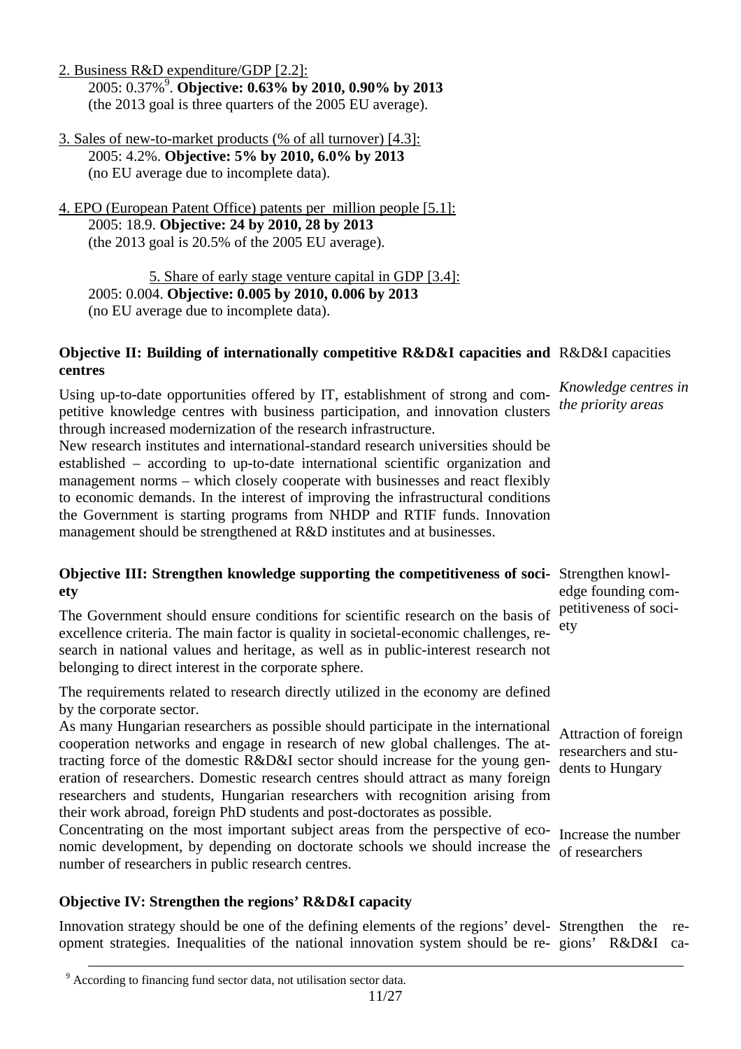2. Business R&D expenditure/GDP [2.2]:

2005: 0.37%[9]. **Objective: 0.63% by 2010, 0.90% by 2013**
(the 2013 goal is three quarters of the 2005 EU average).

3. Sales of new-to-market products (% of all turnover) [4.3]:

2005: 4.2%. **Objective: 5% by 2010, 6.0% by 2013**
(no EU average due to incomplete data).

4. EPO (European Patent Office) patents per million people [5.1]:

2005: 18.9. **Objective: 24 by 2010, 28 by 2013**
(the 2013 goal is 20.5% of the 2005 EU average).

5. Share of early stage venture capital in GDP [3.4]:

2005: 0.004. **Objective: 0.005 by 2010, 0.006 by 2013**
(no EU average due to incomplete data).

**Objective II: Building of internationally competitive R&D&I capacities and centres**

R&D&I capacities

*Knowledge centres in the priority areas*

Using up-to-date opportunities offered by IT, establishment of strong and competitive knowledge centres with business participation, and innovation clusters through increased modernization of the research infrastructure.

New research institutes and international-standard research universities should be established – according to up-to-date international scientific organization and management norms – which closely cooperate with businesses and react flexibly to economic demands. In the interest of improving the infrastructural conditions the Government is starting programs from NHDP and RTIF funds. Innovation management should be strengthened at R&D institutes and at businesses.

**Objective III: Strengthen knowledge supporting the competitiveness of society**

Strengthen knowledge founding competitiveness of society

The Government should ensure conditions for scientific research on the basis of excellence criteria. The main factor is quality in societal-economic challenges, research in national values and heritage, as well as in public-interest research not belonging to direct interest in the corporate sphere.

The requirements related to research directly utilized in the economy are defined by the corporate sector.

Attraction of foreign researchers and students to Hungary

As many Hungarian researchers as possible should participate in the international cooperation networks and engage in research of new global challenges. The attracting force of the domestic R&D&I sector should increase for the young generation of researchers. Domestic research centres should attract as many foreign researchers and students, Hungarian researchers with recognition arising from their work abroad, foreign PhD students and post-doctorates as possible.

Increase the number of researchers

Concentrating on the most important subject areas from the perspective of economic development, by depending on doctorate schools we should increase the number of researchers in public research centres.

**Objective IV: Strengthen the regions' R&D&I capacity**

Strengthen the regions' R&D&I ca-

Innovation strategy should be one of the defining elements of the regions' development strategies. Inequalities of the national innovation system should be re-

[9] According to financing fund sector data, not utilisation sector data.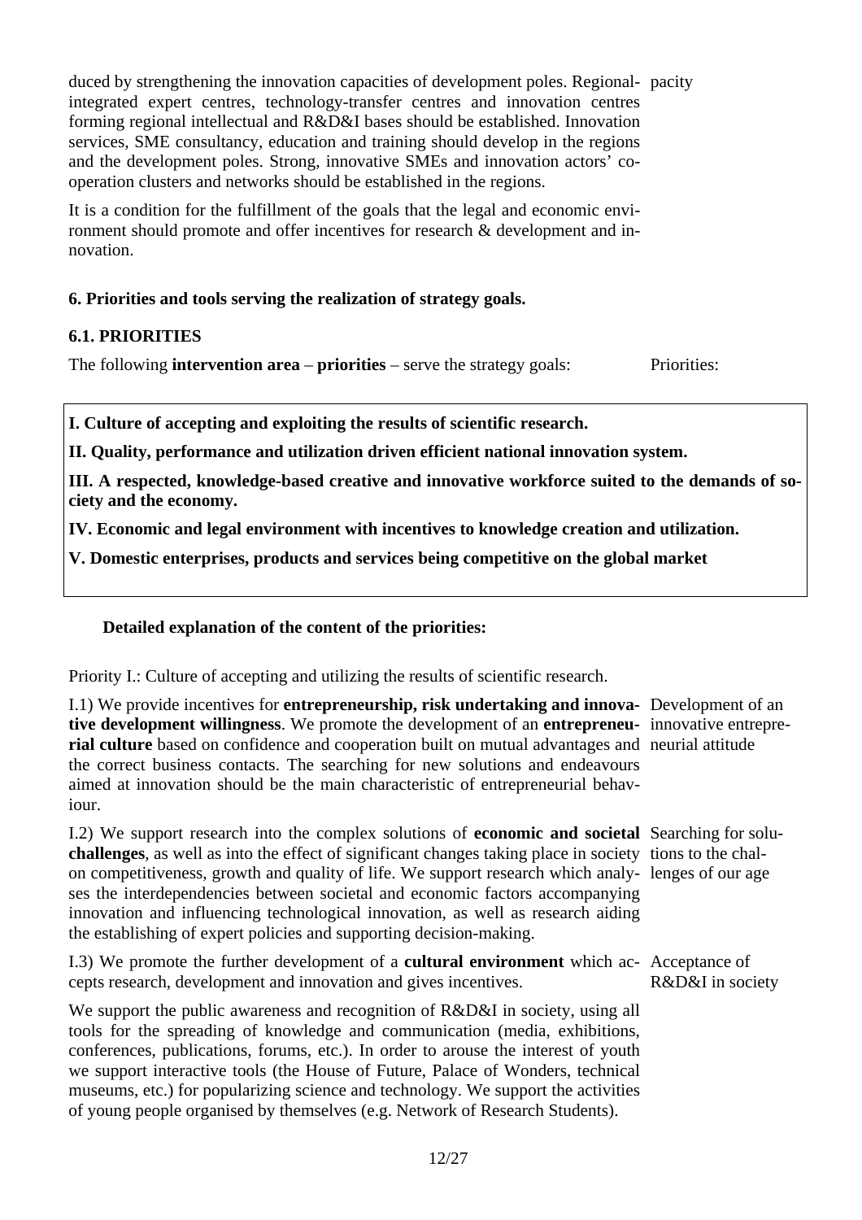duced by strengthening the innovation capacities of development poles. Regional-integrated expert centres, technology-transfer centres and innovation centres forming regional intellectual and R&D&I bases should be established. Innovation services, SME consultancy, education and training should develop in the regions and the development poles. Strong, innovative SMEs and innovation actors' co-operation clusters and networks should be established in the regions.

pacity

It is a condition for the fulfillment of the goals that the legal and economic environment should promote and offer incentives for research & development and innovation.

### 6. Priorities and tools serving the realization of strategy goals.

### 6.1. PRIORITIES

The following **intervention area** – **priorities** – serve the strategy goals:

Priorities:

**I. Culture of accepting and exploiting the results of scientific research.**

**II. Quality, performance and utilization driven efficient national innovation system.**

**III. A respected, knowledge-based creative and innovative workforce suited to the demands of society and the economy.**

**IV. Economic and legal environment with incentives to knowledge creation and utilization.**

**V. Domestic enterprises, products and services being competitive on the global market**

**Detailed explanation of the content of the priorities:**

Priority I.: Culture of accepting and utilizing the results of scientific research.

*Development of an innovative entrepreneurial attitude*

I.1) We provide incentives for **entrepreneurship, risk undertaking and innovative development willingness**. We promote the development of an **entrepreneurial culture** based on confidence and cooperation built on mutual advantages and the correct business contacts. The searching for new solutions and endeavours aimed at innovation should be the main characteristic of entrepreneurial behaviour.

*Searching for solutions to the challenges of our age*

I.2) We support research into the complex solutions of **economic and societal challenges**, as well as into the effect of significant changes taking place in society on competitiveness, growth and quality of life. We support research which analyses the interdependencies between societal and economic factors accompanying innovation and influencing technological innovation, as well as research aiding the establishing of expert policies and supporting decision-making.

*Acceptance of R&D&I in society*

I.3) We promote the further development of a **cultural environment** which accepts research, development and innovation and gives incentives.

We support the public awareness and recognition of R&D&I in society, using all tools for the spreading of knowledge and communication (media, exhibitions, conferences, publications, forums, etc.). In order to arouse the interest of youth we support interactive tools (the House of Future, Palace of Wonders, technical museums, etc.) for popularizing science and technology. We support the activities of young people organised by themselves (e.g. Network of Research Students).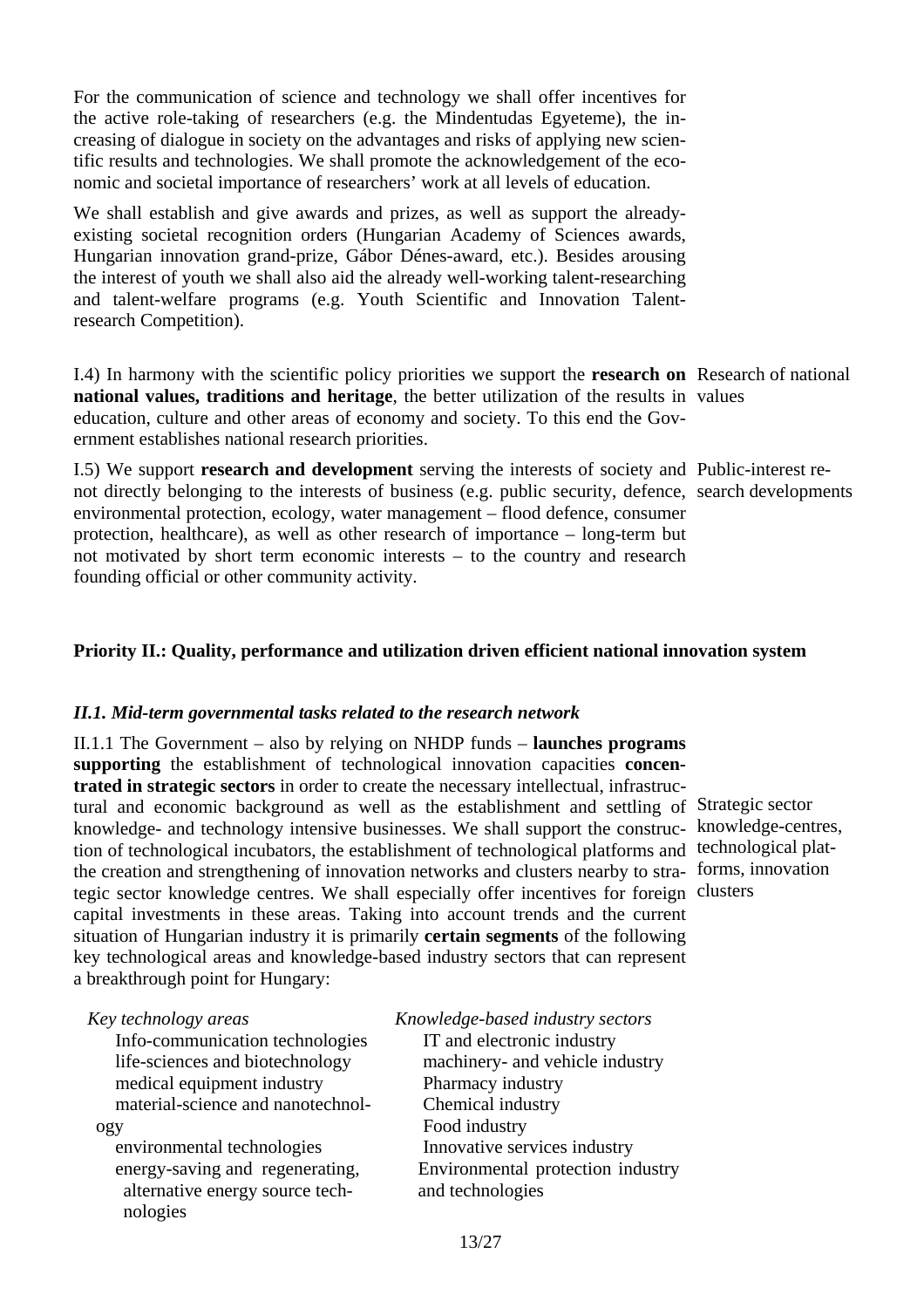For the communication of science and technology we shall offer incentives for the active role-taking of researchers (e.g. the Mindentudas Egyeteme), the increasing of dialogue in society on the advantages and risks of applying new scientific results and technologies. We shall promote the acknowledgement of the economic and societal importance of researchers' work at all levels of education.

We shall establish and give awards and prizes, as well as support the already-existing societal recognition orders (Hungarian Academy of Sciences awards, Hungarian innovation grand-prize, Gábor Dénes-award, etc.). Besides arousing the interest of youth we shall also aid the already well-working talent-researching and talent-welfare programs (e.g. Youth Scientific and Innovation Talent-research Competition).

I.4) In harmony with the scientific policy priorities we support the **research on national values, traditions and heritage**, the better utilization of the results in education, culture and other areas of economy and society. To this end the Government establishes national research priorities.

*Research of national values*

I.5) We support **research and development** serving the interests of society and not directly belonging to the interests of business (e.g. public security, defence, environmental protection, ecology, water management – flood defence, consumer protection, healthcare), as well as other research of importance – long-term but not motivated by short term economic interests – to the country and research founding official or other community activity.

*Public-interest research developments*

## Priority II.: Quality, performance and utilization driven efficient national innovation system

### *II.1. Mid-term governmental tasks related to the research network*

II.1.1 The Government – also by relying on NHDP funds – **launches programs supporting** the establishment of technological innovation capacities **concentrated in strategic sectors** in order to create the necessary intellectual, infrastructural and economic background as well as the establishment and settling of knowledge- and technology intensive businesses. We shall support the construction of technological incubators, the establishment of technological platforms and the creation and strengthening of innovation networks and clusters nearby to strategic sector knowledge centres. We shall especially offer incentives for foreign capital investments in these areas. Taking into account trends and the current situation of Hungarian industry it is primarily **certain segments** of the following key technological areas and knowledge-based industry sectors that can represent a breakthrough point for Hungary:

*Strategic sector knowledge-centres, technological platforms, innovation clusters*

| *Key technology areas* | *Knowledge-based industry sectors* |
|---|---|
| Info-communication technologies | IT and electronic industry |
| life-sciences and biotechnology | machinery- and vehicle industry |
| medical equipment industry | Pharmacy industry |
| material-science and nanotechnology | Chemical industry |
| environmental technologies | Food industry |
| energy-saving and regenerating, alternative energy source technologies | Innovative services industry |
| | Environmental protection industry and technologies |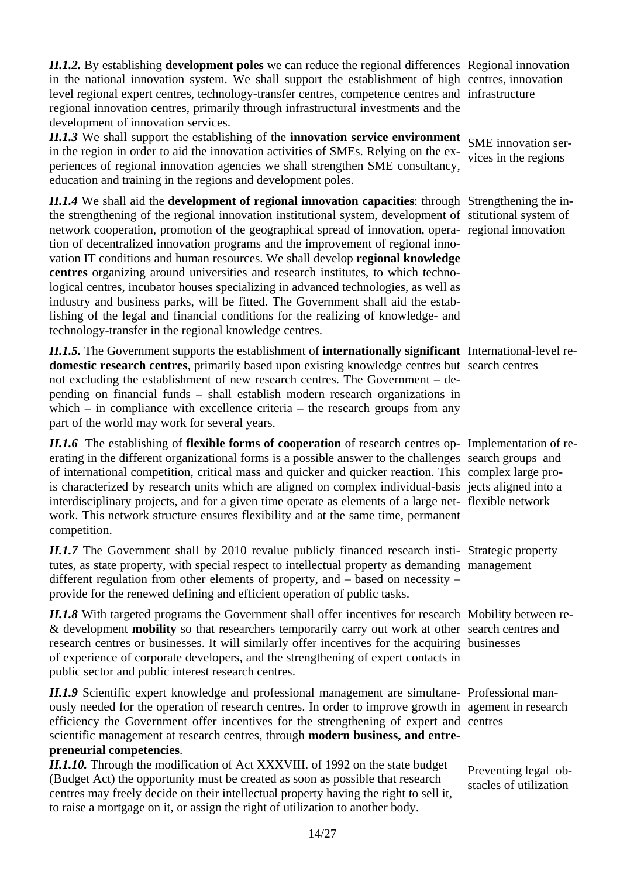***II.1.2.*** By establishing **development poles** we can reduce the regional differences in the national innovation system. We shall support the establishment of high level regional expert centres, technology-transfer centres, competence centres and regional innovation centres, primarily through infrastructural investments and the development of innovation services.

Regional innovation centres, innovation infrastructure

***II.1.3*** We shall support the establishing of the **innovation service environment** in the region in order to aid the innovation activities of SMEs. Relying on the experiences of regional innovation agencies we shall strengthen SME consultancy, education and training in the regions and development poles.

SME innovation services in the regions

***II.1.4*** We shall aid the **development of regional innovation capacities**: through the strengthening of the regional innovation institutional system, development of network cooperation, promotion of the geographical spread of innovation, operation of decentralized innovation programs and the improvement of regional innovation IT conditions and human resources. We shall develop **regional knowledge centres** organizing around universities and research institutes, to which technological centres, incubator houses specializing in advanced technologies, as well as industry and business parks, will be fitted. The Government shall aid the establishing of the legal and financial conditions for the realizing of knowledge- and technology-transfer in the regional knowledge centres.

Strengthening the institutional system of regional innovation

***II.1.5.*** The Government supports the establishment of **internationally significant domestic research centres**, primarily based upon existing knowledge centres but not excluding the establishment of new research centres. The Government – depending on financial funds – shall establish modern research organizations in which – in compliance with excellence criteria – the research groups from any part of the world may work for several years.

International-level research centres

***II.1.6*** The establishing of **flexible forms of cooperation** of research centres operating in the different organizational forms is a possible answer to the challenges of international competition, critical mass and quicker and quicker reaction. This is characterized by research units which are aligned on complex individual-basis interdisciplinary projects, and for a given time operate as elements of a large network. This network structure ensures flexibility and at the same time, permanent competition.

Implementation of research groups and complex large projects aligned into a flexible network

***II.1.7*** The Government shall by 2010 revalue publicly financed research institutes, as state property, with special respect to intellectual property as demanding different regulation from other elements of property, and – based on necessity – provide for the renewed defining and efficient operation of public tasks.

Strategic property management

***II.1.8*** With targeted programs the Government shall offer incentives for research & development **mobility** so that researchers temporarily carry out work at other research centres or businesses. It will similarly offer incentives for the acquiring of experience of corporate developers, and the strengthening of expert contacts in public sector and public interest research centres.

Mobility between research centres and businesses

***II.1.9*** Scientific expert knowledge and professional management are simultaneously needed for the operation of research centres. In order to improve growth in efficiency the Government offer incentives for the strengthening of expert and scientific management at research centres, through **modern business, and entrepreneurial competencies**.

Professional management in research centres

***II.1.10.*** Through the modification of Act XXXVIII. of 1992 on the state budget (Budget Act) the opportunity must be created as soon as possible that research centres may freely decide on their intellectual property having the right to sell it, to raise a mortgage on it, or assign the right of utilization to another body.

Preventing legal obstacles of utilization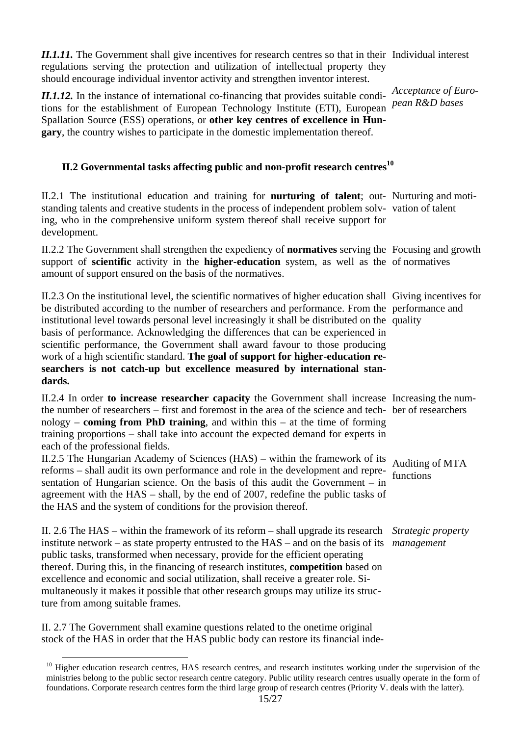***II.1.11.*** The Government shall give incentives for research centres so that in their regulations serving the protection and utilization of intellectual property they should encourage individual inventor activity and strengthen inventor interest.

Individual interest

***II.1.12.*** In the instance of international co-financing that provides suitable conditions for the establishment of European Technology Institute (ETI), European Spallation Source (ESS) operations, or **other key centres of excellence in Hungary**, the country wishes to participate in the domestic implementation thereof.

*Acceptance of European R&D bases*

## II.2 Governmental tasks affecting public and non-profit research centres[10]

II.2.1 The institutional education and training for **nurturing of talent**; outstanding talents and creative students in the process of independent problem solving, who in the comprehensive uniform system thereof shall receive support for development.

Nurturing and motivation of talent

II.2.2 The Government shall strengthen the expediency of **normatives** serving the support of **scientific** activity in the **higher-education** system, as well as the amount of support ensured on the basis of the normatives.

Focusing and growth of normatives

II.2.3 On the institutional level, the scientific normatives of higher education shall be distributed according to the number of researchers and performance. From the institutional level towards personal level increasingly it shall be distributed on the basis of performance. Acknowledging the differences that can be experienced in scientific performance, the Government shall award favour to those producing work of a high scientific standard. **The goal of support for higher-education researchers is not catch-up but excellence measured by international standards.**

Giving incentives for performance and quality

II.2.4 In order **to increase researcher capacity** the Government shall increase the number of researchers – first and foremost in the area of the science and technology – **coming from PhD training**, and within this – at the time of forming training proportions – shall take into account the expected demand for experts in each of the professional fields.

Increasing the number of researchers

II.2.5 The Hungarian Academy of Sciences (HAS) – within the framework of its reforms – shall audit its own performance and role in the development and representation of Hungarian science. On the basis of this audit the Government – in agreement with the HAS – shall, by the end of 2007, redefine the public tasks of the HAS and the system of conditions for the provision thereof.

Auditing of MTA functions

II. 2.6 The HAS – within the framework of its reform – shall upgrade its research institute network – as state property entrusted to the HAS – and on the basis of its public tasks, transformed when necessary, provide for the efficient operating thereof. During this, in the financing of research institutes, **competition** based on excellence and economic and social utilization, shall receive a greater role. Simultaneously it makes it possible that other research groups may utilize its structure from among suitable frames.

*Strategic property management*

II. 2.7 The Government shall examine questions related to the onetime original stock of the HAS in order that the HAS public body can restore its financial inde-

[10] Higher education research centres, HAS research centres, and research institutes working under the supervision of the ministries belong to the public sector research centre category. Public utility research centres usually operate in the form of foundations. Corporate research centres form the third large group of research centres (Priority V. deals with the latter).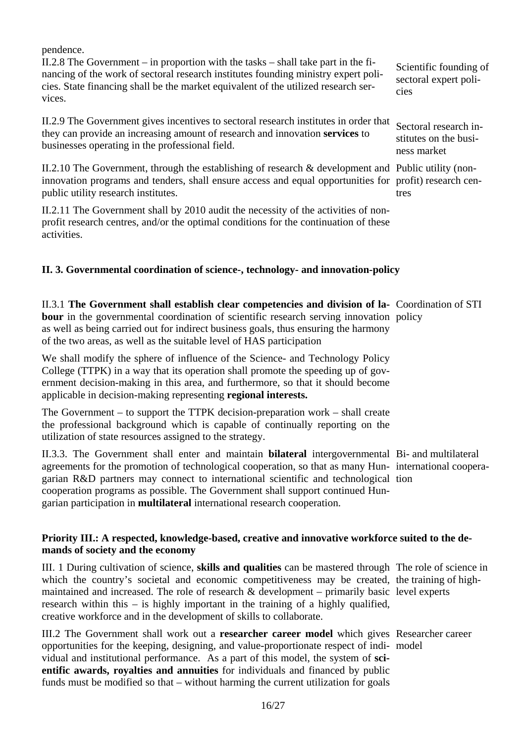pendence.

II.2.8 The Government – in proportion with the tasks – shall take part in the financing of the work of sectoral research institutes founding ministry expert policies. State financing shall be the market equivalent of the utilized research services.

Scientific founding of sectoral expert policies

II.2.9 The Government gives incentives to sectoral research institutes in order that they can provide an increasing amount of research and innovation **services** to businesses operating in the professional field.

Sectoral research institutes on the business market

II.2.10 The Government, through the establishing of research & development and innovation programs and tenders, shall ensure access and equal opportunities for public utility research institutes.

Public utility (non-profit) research centres

II.2.11 The Government shall by 2010 audit the necessity of the activities of non-profit research centres, and/or the optimal conditions for the continuation of these activities.

**II. 3. Governmental coordination of science-, technology- and innovation-policy**

II.3.1 **The Government shall establish clear competencies and division of labour** in the governmental coordination of scientific research serving innovation as well as being carried out for indirect business goals, thus ensuring the harmony of the two areas, as well as the suitable level of HAS participation

Coordination of STI policy

We shall modify the sphere of influence of the Science- and Technology Policy College (TTPK) in a way that its operation shall promote the speeding up of government decision-making in this area, and furthermore, so that it should become applicable in decision-making representing **regional interests.**

The Government – to support the TTPK decision-preparation work – shall create the professional background which is capable of continually reporting on the utilization of state resources assigned to the strategy.

II.3.3. The Government shall enter and maintain **bilateral** intergovernmental agreements for the promotion of technological cooperation, so that as many Hungarian R&D partners may connect to international scientific and technological cooperation programs as possible. The Government shall support continued Hungarian participation in **multilateral** international research cooperation.

Bi- and multilateral international cooperation

**Priority III.: A respected, knowledge-based, creative and innovative workforce suited to the demands of society and the economy**

III. 1 During cultivation of science, **skills and qualities** can be mastered through which the country's societal and economic competitiveness may be created, maintained and increased. The role of research & development – primarily basic research within this – is highly important in the training of a highly qualified, creative workforce and in the development of skills to collaborate.

The role of science in the training of high-level experts

III.2 The Government shall work out a **researcher career model** which gives opportunities for the keeping, designing, and value-proportionate respect of individual and institutional performance. As a part of this model, the system of **scientific awards, royalties and annuities** for individuals and financed by public funds must be modified so that – without harming the current utilization for goals

Researcher career model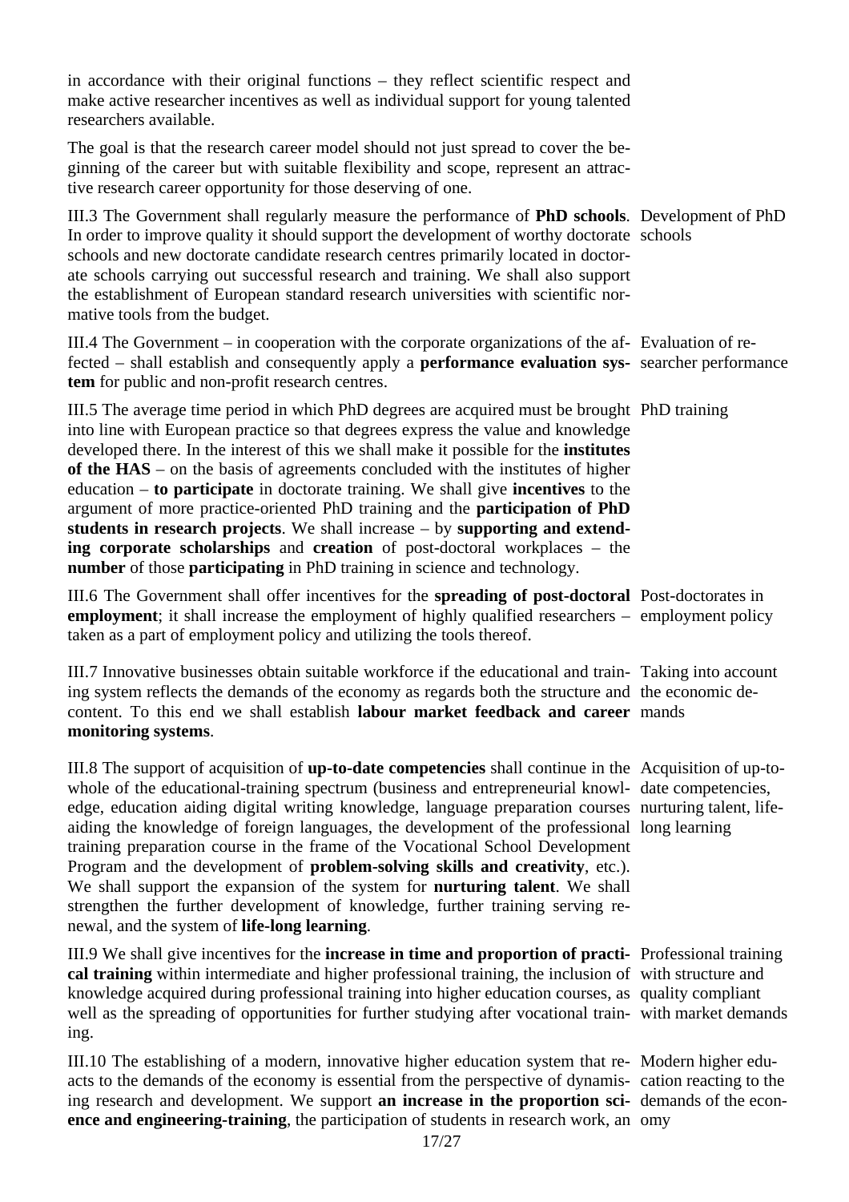in accordance with their original functions – they reflect scientific respect and make active researcher incentives as well as individual support for young talented researchers available.

The goal is that the research career model should not just spread to cover the beginning of the career but with suitable flexibility and scope, represent an attractive research career opportunity for those deserving of one.

*Development of PhD schools*

III.3 The Government shall regularly measure the performance of **PhD schools**. In order to improve quality it should support the development of worthy doctorate schools and new doctorate candidate research centres primarily located in doctorate schools carrying out successful research and training. We shall also support the establishment of European standard research universities with scientific normative tools from the budget.

*Evaluation of researcher performance*

III.4 The Government – in cooperation with the corporate organizations of the affected – shall establish and consequently apply a **performance evaluation system** for public and non-profit research centres.

*PhD training*

III.5 The average time period in which PhD degrees are acquired must be brought into line with European practice so that degrees express the value and knowledge developed there. In the interest of this we shall make it possible for the **institutes of the HAS** – on the basis of agreements concluded with the institutes of higher education – **to participate** in doctorate training. We shall give **incentives** to the argument of more practice-oriented PhD training and the **participation of PhD students in research projects**. We shall increase – by **supporting and extending corporate scholarships** and **creation** of post-doctoral workplaces – the **number** of those **participating** in PhD training in science and technology.

*Post-doctorates in employment policy*

III.6 The Government shall offer incentives for the **spreading of post-doctoral employment**; it shall increase the employment of highly qualified researchers – taken as a part of employment policy and utilizing the tools thereof.

*Taking into account the economic demands*

III.7 Innovative businesses obtain suitable workforce if the educational and training system reflects the demands of the economy as regards both the structure and content. To this end we shall establish **labour market feedback and career monitoring systems**.

*Acquisition of up-to-date competencies, nurturing talent, life-long learning*

III.8 The support of acquisition of **up-to-date competencies** shall continue in the whole of the educational-training spectrum (business and entrepreneurial knowledge, education aiding digital writing knowledge, language preparation courses aiding the knowledge of foreign languages, the development of the professional training preparation course in the frame of the Vocational School Development Program and the development of **problem-solving skills and creativity**, etc.). We shall support the expansion of the system for **nurturing talent**. We shall strengthen the further development of knowledge, further training serving renewal, and the system of **life-long learning**.

*Professional training with structure and quality compliant with market demands*

III.9 We shall give incentives for the **increase in time and proportion of practical training** within intermediate and higher professional training, the inclusion of knowledge acquired during professional training into higher education courses, as well as the spreading of opportunities for further studying after vocational training.

*Modern higher education reacting to the demands of the economy*

III.10 The establishing of a modern, innovative higher education system that reacts to the demands of the economy is essential from the perspective of dynamising research and development. We support **an increase in the proportion science and engineering-training**, the participation of students in research work, an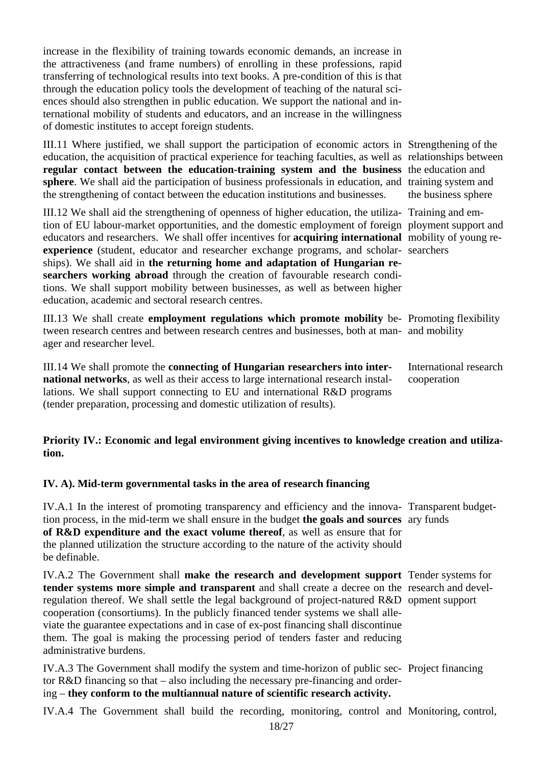increase in the flexibility of training towards economic demands, an increase in the attractiveness (and frame numbers) of enrolling in these professions, rapid transferring of technological results into text books. A pre-condition of this is that through the education policy tools the development of teaching of the natural sciences should also strengthen in public education. We support the national and international mobility of students and educators, and an increase in the willingness of domestic institutes to accept foreign students.

*Strengthening of the relationships between the education and training system and the business sphere*

III.11 Where justified, we shall support the participation of economic actors in education, the acquisition of practical experience for teaching faculties, as well as **regular contact between the education-training system and the business sphere**. We shall aid the participation of business professionals in education, and the strengthening of contact between the education institutions and businesses.

*Training and employment support and mobility of young researchers*

III.12 We shall aid the strengthening of openness of higher education, the utilization of EU labour-market opportunities, and the domestic employment of foreign educators and researchers. We shall offer incentives for **acquiring international experience** (student, educator and researcher exchange programs, and scholarships). We shall aid in **the returning home and adaptation of Hungarian researchers working abroad** through the creation of favourable research conditions. We shall support mobility between businesses, as well as between higher education, academic and sectoral research centres.

*Promoting flexibility and mobility*

III.13 We shall create **employment regulations which promote mobility** between research centres and between research centres and businesses, both at manager and researcher level.

*International research cooperation*

III.14 We shall promote the **connecting of Hungarian researchers into international networks**, as well as their access to large international research installations. We shall support connecting to EU and international R&D programs (tender preparation, processing and domestic utilization of results).

**Priority IV.: Economic and legal environment giving incentives to knowledge creation and utilization.**

**IV. A). Mid-term governmental tasks in the area of research financing**

*Transparent budgetary funds*

IV.A.1 In the interest of promoting transparency and efficiency and the innovation process, in the mid-term we shall ensure in the budget **the goals and sources of R&D expenditure and the exact volume thereof**, as well as ensure that for the planned utilization the structure according to the nature of the activity should be definable.

*Tender systems for research and development support*

IV.A.2 The Government shall **make the research and development support tender systems more simple and transparent** and shall create a decree on the regulation thereof. We shall settle the legal background of project-natured R&D cooperation (consortiums). In the publicly financed tender systems we shall alleviate the guarantee expectations and in case of ex-post financing shall discontinue them. The goal is making the processing period of tenders faster and reducing administrative burdens.

*Project financing*

IV.A.3 The Government shall modify the system and time-horizon of public sector R&D financing so that – also including the necessary pre-financing and ordering – **they conform to the multiannual nature of scientific research activity.**

*Monitoring, control,*

IV.A.4 The Government shall build the recording, monitoring, control and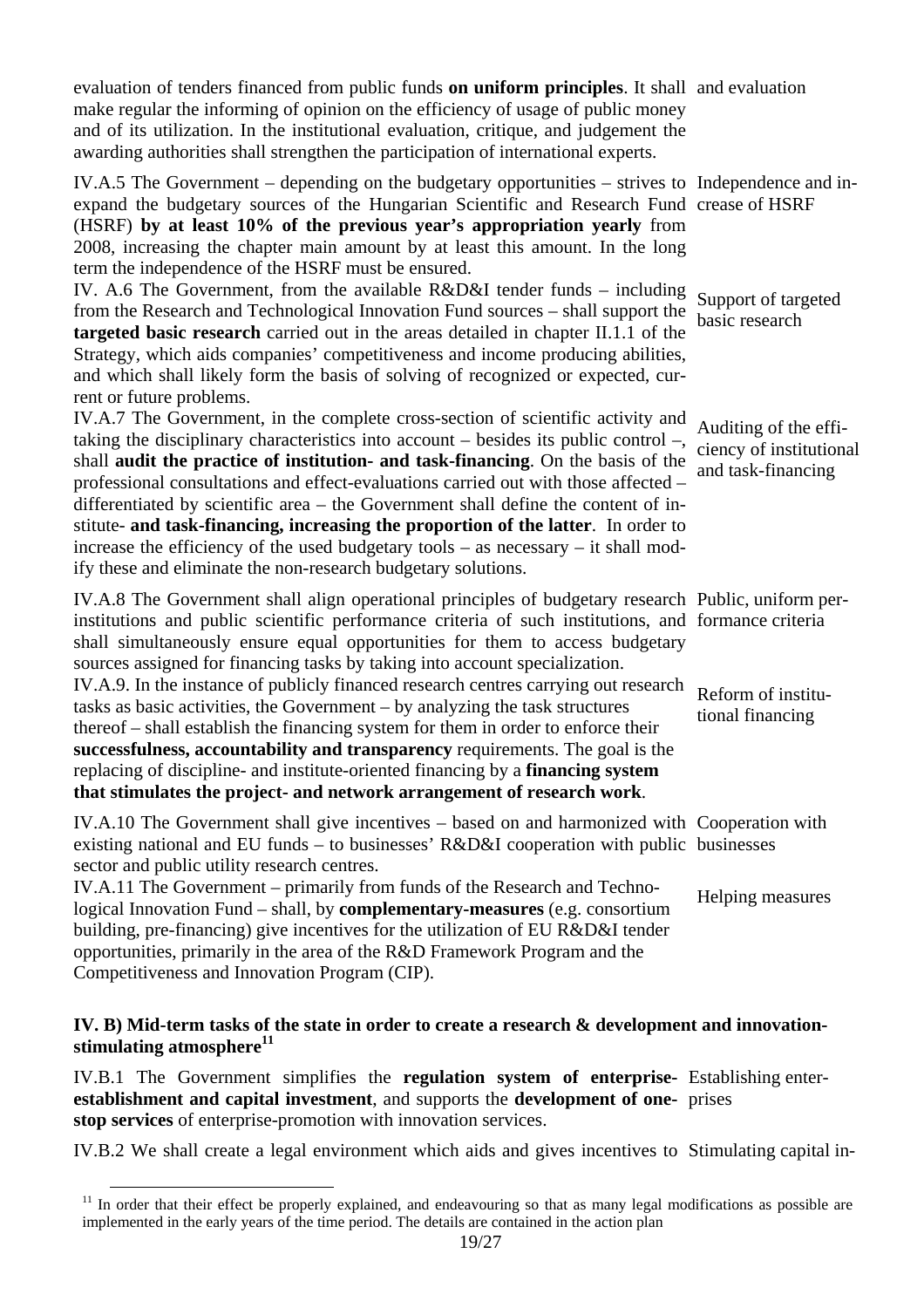evaluation of tenders financed from public funds **on uniform principles**. It shall make regular the informing of opinion on the efficiency of usage of public money and of its utilization. In the institutional evaluation, critique, and judgement the awarding authorities shall strengthen the participation of international experts. *and evaluation*

*Independence and increase of HSRF*

IV.A.5 The Government – depending on the budgetary opportunities – strives to expand the budgetary sources of the Hungarian Scientific and Research Fund (HSRF) **by at least 10% of the previous year's appropriation yearly** from 2008, increasing the chapter main amount by at least this amount. In the long term the independence of the HSRF must be ensured.

*Support of targeted basic research*

IV. A.6 The Government, from the available R&D&I tender funds – including from the Research and Technological Innovation Fund sources – shall support the **targeted basic research** carried out in the areas detailed in chapter II.1.1 of the Strategy, which aids companies' competitiveness and income producing abilities, and which shall likely form the basis of solving of recognized or expected, current or future problems.

*Auditing of the efficiency of institutional and task-financing*

IV.A.7 The Government, in the complete cross-section of scientific activity and taking the disciplinary characteristics into account – besides its public control –, shall **audit the practice of institution- and task-financing**. On the basis of the professional consultations and effect-evaluations carried out with those affected – differentiated by scientific area – the Government shall define the content of institute- **and task-financing, increasing the proportion of the latter**. In order to increase the efficiency of the used budgetary tools – as necessary – it shall modify these and eliminate the non-research budgetary solutions.

*Public, uniform performance criteria*

IV.A.8 The Government shall align operational principles of budgetary research institutions and public scientific performance criteria of such institutions, and shall simultaneously ensure equal opportunities for them to access budgetary sources assigned for financing tasks by taking into account specialization.

*Reform of institutional financing*

IV.A.9. In the instance of publicly financed research centres carrying out research tasks as basic activities, the Government – by analyzing the task structures thereof – shall establish the financing system for them in order to enforce their **successfulness, accountability and transparency** requirements. The goal is the replacing of discipline- and institute-oriented financing by a **financing system that stimulates the project- and network arrangement of research work**.

*Cooperation with businesses*

IV.A.10 The Government shall give incentives – based on and harmonized with existing national and EU funds – to businesses' R&D&I cooperation with public sector and public utility research centres.

*Helping measures*

IV.A.11 The Government – primarily from funds of the Research and Technological Innovation Fund – shall, by **complementary-measures** (e.g. consortium building, pre-financing) give incentives for the utilization of EU R&D&I tender opportunities, primarily in the area of the R&D Framework Program and the Competitiveness and Innovation Program (CIP).

### IV. B) Mid-term tasks of the state in order to create a research & development and innovation-stimulating atmosphere[11]

*Establishing enterprises*

IV.B.1 The Government simplifies the **regulation system of enterprise-establishment and capital investment**, and supports the **development of one-stop services** of enterprise-promotion with innovation services.

*Stimulating capital in-*

IV.B.2 We shall create a legal environment which aids and gives incentives to

[11] In order that their effect be properly explained, and endeavouring so that as many legal modifications as possible are implemented in the early years of the time period. The details are contained in the action plan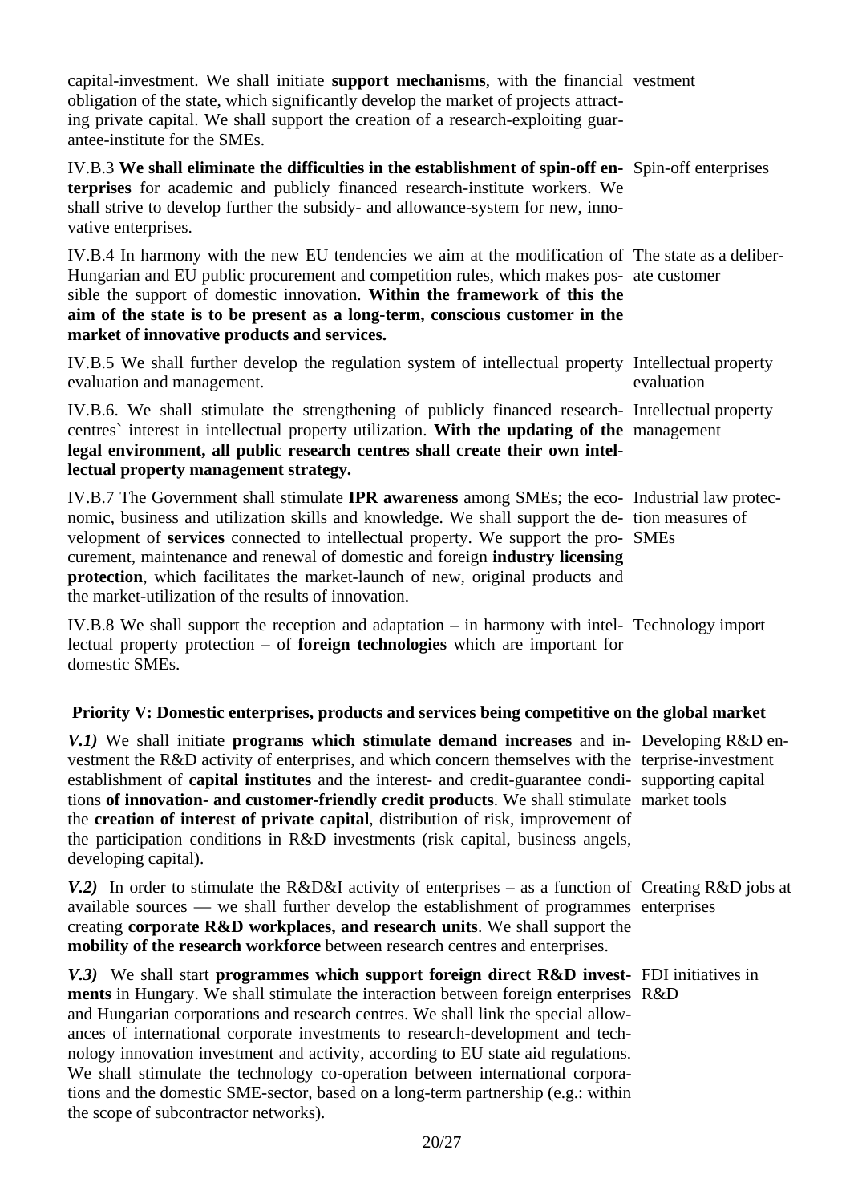capital-investment. We shall initiate **support mechanisms**, with the financial obligation of the state, which significantly develop the market of projects attracting private capital. We shall support the creation of a research-exploiting guarantee-institute for the SMEs.

vestment

IV.B.3 **We shall eliminate the difficulties in the establishment of spin-off enterprises** for academic and publicly financed research-institute workers. We shall strive to develop further the subsidy- and allowance-system for new, innovative enterprises.

Spin-off enterprises

IV.B.4 In harmony with the new EU tendencies we aim at the modification of Hungarian and EU public procurement and competition rules, which makes possible the support of domestic innovation. **Within the framework of this the aim of the state is to be present as a long-term, conscious customer in the market of innovative products and services.**

The state as a deliberate customer

IV.B.5 We shall further develop the regulation system of intellectual property evaluation and management.

Intellectual property evaluation

IV.B.6. We shall stimulate the strengthening of publicly financed research-centres` interest in intellectual property utilization. **With the updating of the legal environment, all public research centres shall create their own intellectual property management strategy.**

Intellectual property management

IV.B.7 The Government shall stimulate **IPR awareness** among SMEs; the economic, business and utilization skills and knowledge. We shall support the development of **services** connected to intellectual property. We support the procurement, maintenance and renewal of domestic and foreign **industry licensing protection**, which facilitates the market-launch of new, original products and the market-utilization of the results of innovation.

Industrial law protection measures of SMEs

IV.B.8 We shall support the reception and adaptation – in harmony with intellectual property protection – of **foreign technologies** which are important for domestic SMEs.

Technology import

**Priority V: Domestic enterprises, products and services being competitive on the global market**

***V.1)*** We shall initiate **programs which stimulate demand increases** and investment the R&D activity of enterprises, and which concern themselves with the establishment of **capital institutes** and the interest- and credit-guarantee conditions **of innovation- and customer-friendly credit products**. We shall stimulate the **creation of interest of private capital**, distribution of risk, improvement of the participation conditions in R&D investments (risk capital, business angels, developing capital).

Developing R&D enterprise-investment supporting capital market tools

***V.2)*** In order to stimulate the R&D&I activity of enterprises – as a function of available sources — we shall further develop the establishment of programmes creating **corporate R&D workplaces, and research units**. We shall support the **mobility of the research workforce** between research centres and enterprises.

Creating R&D jobs at enterprises

***V.3)*** We shall start **programmes which support foreign direct R&D investments** in Hungary. We shall stimulate the interaction between foreign enterprises and Hungarian corporations and research centres. We shall link the special allowances of international corporate investments to research-development and technology innovation investment and activity, according to EU state aid regulations. We shall stimulate the technology co-operation between international corporations and the domestic SME-sector, based on a long-term partnership (e.g.: within the scope of subcontractor networks).

FDI initiatives in R&D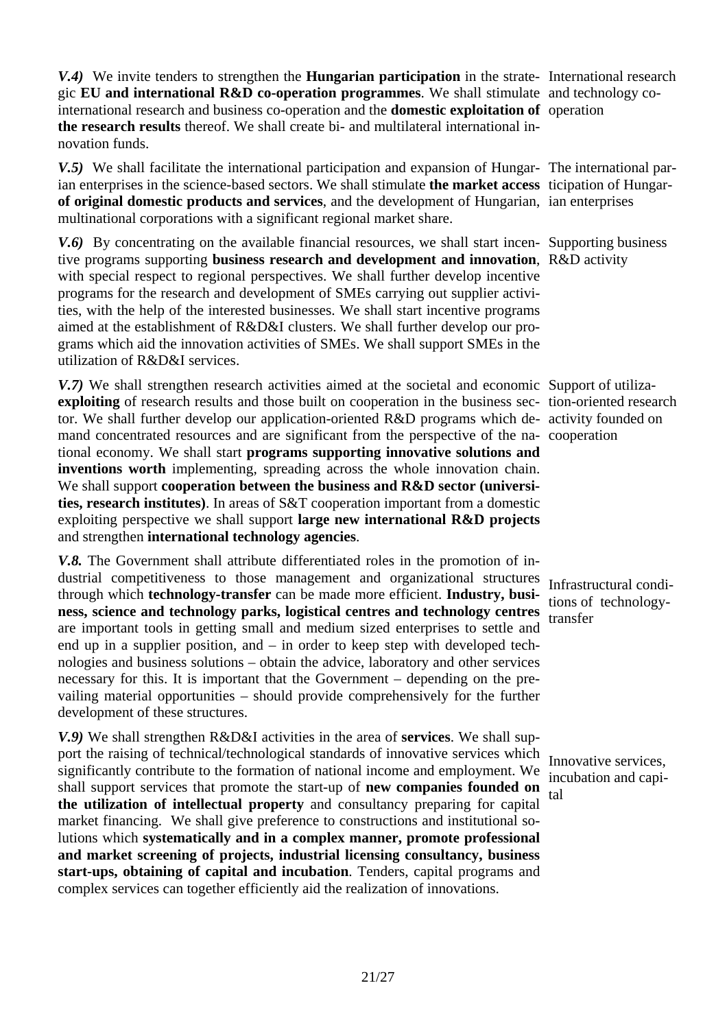***V.4)*** We invite tenders to strengthen the **Hungarian participation** in the strategic **EU and international R&D co-operation programmes**. We shall stimulate international research and business co-operation and the **domestic exploitation of the research results** thereof. We shall create bi- and multilateral international innovation funds.

*International research and technology co-operation*

***V.5)*** We shall facilitate the international participation and expansion of Hungarian enterprises in the science-based sectors. We shall stimulate **the market access of original domestic products and services**, and the development of Hungarian, multinational corporations with a significant regional market share.

*The international participation of Hungarian enterprises*

***V.6)*** By concentrating on the available financial resources, we shall start incentive programs supporting **business research and development and innovation**, with special respect to regional perspectives. We shall further develop incentive programs for the research and development of SMEs carrying out supplier activities, with the help of the interested businesses. We shall start incentive programs aimed at the establishment of R&D&I clusters. We shall further develop our programs which aid the innovation activities of SMEs. We shall support SMEs in the utilization of R&D&I services.

*Supporting business R&D activity*

***V.7)*** We shall strengthen research activities aimed at the societal and economic **exploiting** of research results and those built on cooperation in the business sector. We shall further develop our application-oriented R&D programs which demand concentrated resources and are significant from the perspective of the national economy. We shall start **programs supporting innovative solutions and inventions worth** implementing, spreading across the whole innovation chain. We shall support **cooperation between the business and R&D sector (universities, research institutes)**. In areas of S&T cooperation important from a domestic exploiting perspective we shall support **large new international R&D projects** and strengthen **international technology agencies**.

*Support of utilization-oriented research activity founded on cooperation*

***V.8.*** The Government shall attribute differentiated roles in the promotion of industrial competitiveness to those management and organizational structures through which **technology-transfer** can be made more efficient. **Industry, business, science and technology parks, logistical centres and technology centres** are important tools in getting small and medium sized enterprises to settle and end up in a supplier position, and – in order to keep step with developed technologies and business solutions – obtain the advice, laboratory and other services necessary for this. It is important that the Government – depending on the prevailing material opportunities – should provide comprehensively for the further development of these structures.

*Infrastructural conditions of technology-transfer*

***V.9)*** We shall strengthen R&D&I activities in the area of **services**. We shall support the raising of technical/technological standards of innovative services which significantly contribute to the formation of national income and employment. We shall support services that promote the start-up of **new companies founded on the utilization of intellectual property** and consultancy preparing for capital market financing. We shall give preference to constructions and institutional solutions which **systematically and in a complex manner, promote professional and market screening of projects, industrial licensing consultancy, business start-ups, obtaining of capital and incubation**. Tenders, capital programs and complex services can together efficiently aid the realization of innovations.

*Innovative services, incubation and capital*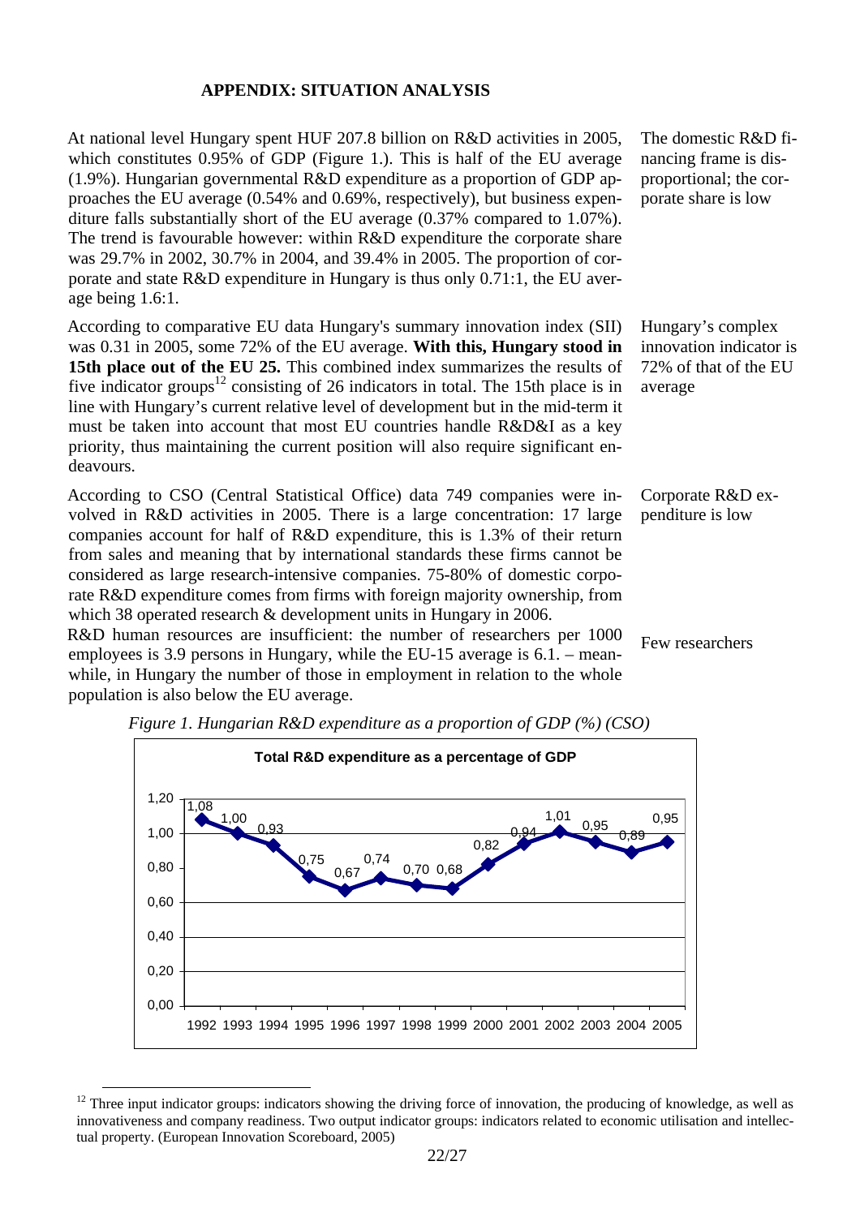## APPENDIX: SITUATION ANALYSIS

*The domestic R&D financing frame is disproportional; the corporate share is low*

At national level Hungary spent HUF 207.8 billion on R&D activities in 2005, which constitutes 0.95% of GDP (Figure 1.). This is half of the EU average (1.9%). Hungarian governmental R&D expenditure as a proportion of GDP approaches the EU average (0.54% and 0.69%, respectively), but business expenditure falls substantially short of the EU average (0.37% compared to 1.07%). The trend is favourable however: within R&D expenditure the corporate share was 29.7% in 2002, 30.7% in 2004, and 39.4% in 2005. The proportion of corporate and state R&D expenditure in Hungary is thus only 0.71:1, the EU average being 1.6:1.

*Hungary's complex innovation indicator is 72% of that of the EU average*

According to comparative EU data Hungary's summary innovation index (SII) was 0.31 in 2005, some 72% of the EU average. **With this, Hungary stood in 15th place out of the EU 25.** This combined index summarizes the results of five indicator groups[12] consisting of 26 indicators in total. The 15th place is in line with Hungary's current relative level of development but in the mid-term it must be taken into account that most EU countries handle R&D&I as a key priority, thus maintaining the current position will also require significant endeavours.

*Corporate R&D expenditure is low*

According to CSO (Central Statistical Office) data 749 companies were involved in R&D activities in 2005. There is a large concentration: 17 large companies account for half of R&D expenditure, this is 1.3% of their return from sales and meaning that by international standards these firms cannot be considered as large research-intensive companies. 75-80% of domestic corporate R&D expenditure comes from firms with foreign majority ownership, from which 38 operated research & development units in Hungary in 2006.

*Few researchers*

R&D human resources are insufficient: the number of researchers per 1000 employees is 3.9 persons in Hungary, while the EU-15 average is 6.1. – meanwhile, in Hungary the number of those in employment in relation to the whole population is also below the EU average.

*Figure 1. Hungarian R&D expenditure as a proportion of GDP (%) (CSO)*

**Total R&D expenditure as a percentage of GDP**

| 1992 | 1993 | 1994 | 1995 | 1996 | 1997 | 1998 | 1999 | 2000 | 2001 | 2002 | 2003 | 2004 | 2005 |
|---|---|---|---|---|---|---|---|---|---|---|---|---|---|
| 1,08 | 1,00 | 0,93 | 0,75 | 0,67 | 0,74 | 0,70 | 0,68 | 0,82 | 0,94 | 1,01 | 0,95 | 0,89 | 0,95 |

---

[12] Three input indicator groups: indicators showing the driving force of innovation, the producing of knowledge, as well as innovativeness and company readiness. Two output indicator groups: indicators related to economic utilisation and intellectual property. (European Innovation Scoreboard, 2005)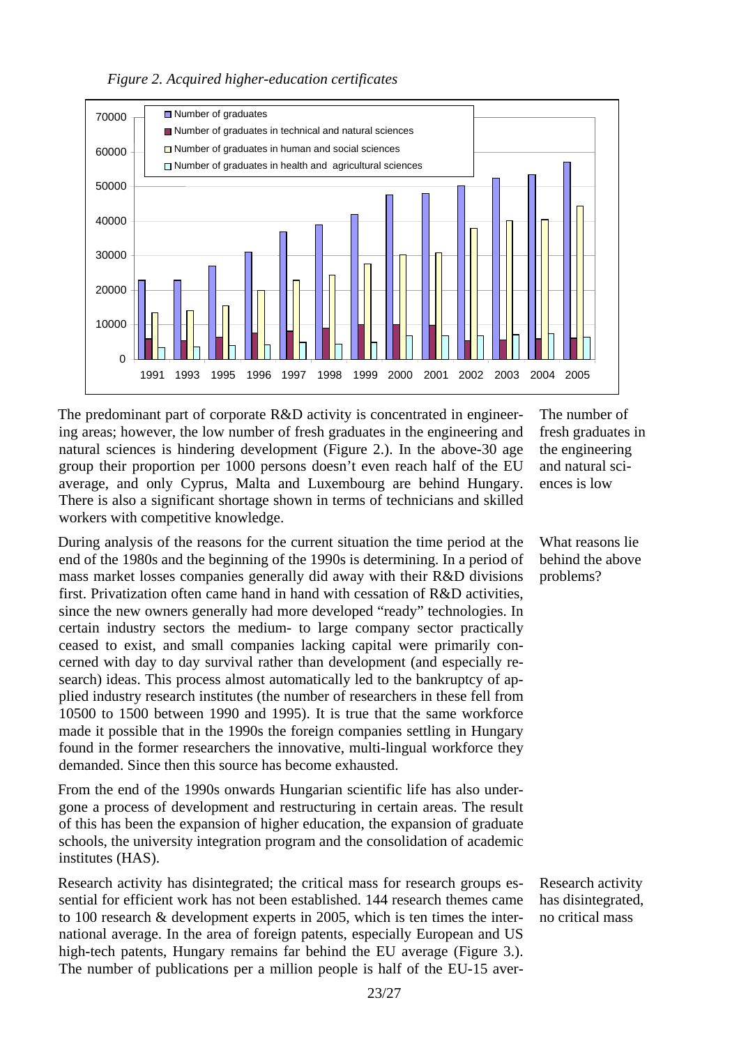*Figure 2. Acquired higher-education certificates*

The predominant part of corporate R&D activity is concentrated in engineering areas; however, the low number of fresh graduates in the engineering and natural sciences is hindering development (Figure 2.). In the above-30 age group their proportion per 1000 persons doesn't even reach half of the EU average, and only Cyprus, Malta and Luxembourg are behind Hungary. There is also a significant shortage shown in terms of technicians and skilled workers with competitive knowledge.

The number of fresh graduates in the engineering and natural sciences is low

During analysis of the reasons for the current situation the time period at the end of the 1980s and the beginning of the 1990s is determining. In a period of mass market losses companies generally did away with their R&D divisions first. Privatization often came hand in hand with cessation of R&D activities, since the new owners generally had more developed "ready" technologies. In certain industry sectors the medium- to large company sector practically ceased to exist, and small companies lacking capital were primarily concerned with day to day survival rather than development (and especially research) ideas. This process almost automatically led to the bankruptcy of applied industry research institutes (the number of researchers in these fell from 10500 to 1500 between 1990 and 1995). It is true that the same workforce made it possible that in the 1990s the foreign companies settling in Hungary found in the former researchers the innovative, multi-lingual workforce they demanded. Since then this source has become exhausted.

What reasons lie behind the above problems?

From the end of the 1990s onwards Hungarian scientific life has also undergone a process of development and restructuring in certain areas. The result of this has been the expansion of higher education, the expansion of graduate schools, the university integration program and the consolidation of academic institutes (HAS).

Research activity has disintegrated; the critical mass for research groups essential for efficient work has not been established. 144 research themes came to 100 research & development experts in 2005, which is ten times the international average. In the area of foreign patents, especially European and US high-tech patents, Hungary remains far behind the EU average (Figure 3.). The number of publications per a million people is half of the EU-15 aver-

Research activity has disintegrated, no critical mass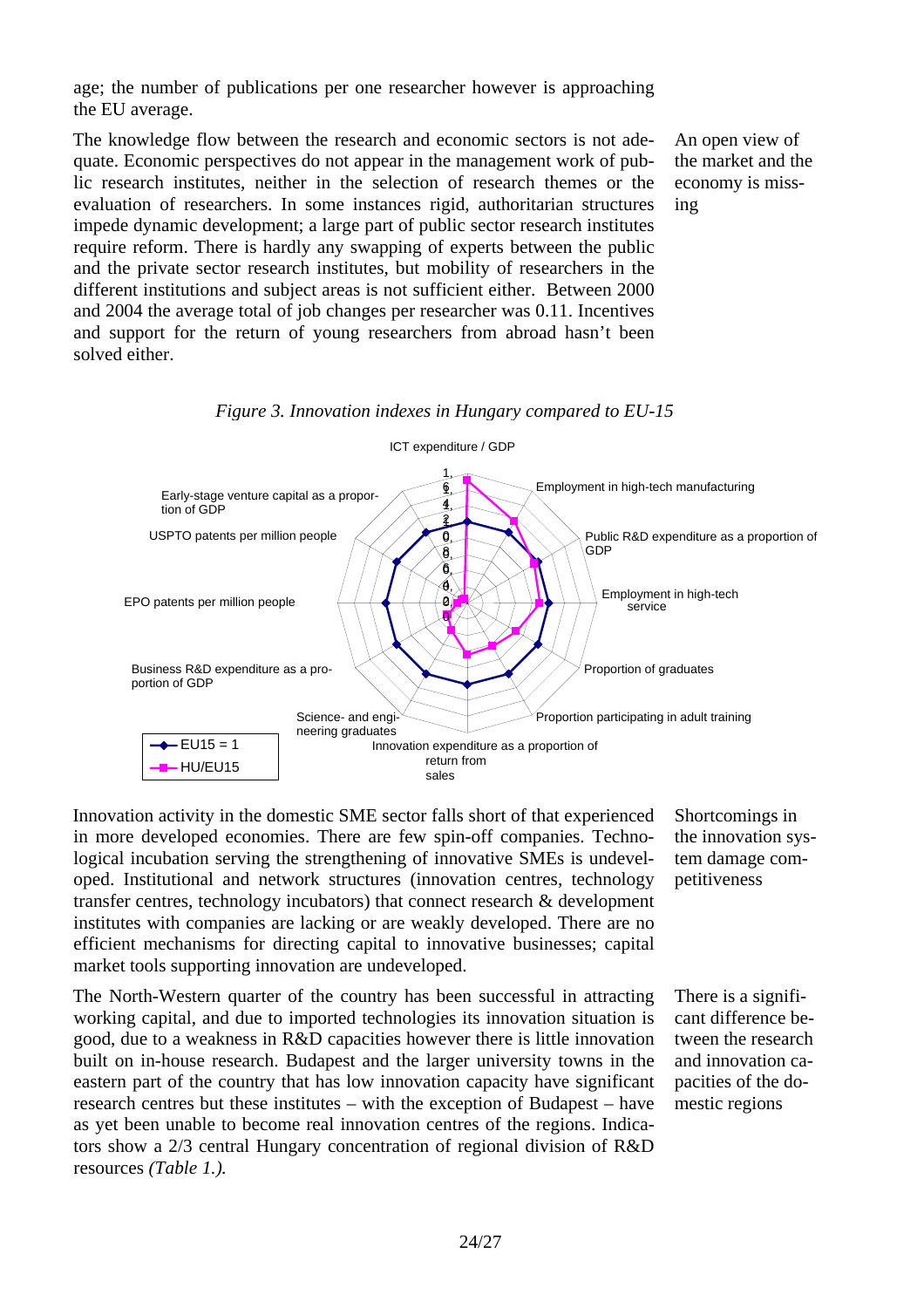age; the number of publications per one researcher however is approaching the EU average.

The knowledge flow between the research and economic sectors is not adequate. Economic perspectives do not appear in the management work of public research institutes, neither in the selection of research themes or the evaluation of researchers. In some instances rigid, authoritarian structures impede dynamic development; a large part of public sector research institutes require reform. There is hardly any swapping of experts between the public and the private sector research institutes, but mobility of researchers in the different institutions and subject areas is not sufficient either. Between 2000 and 2004 the average total of job changes per researcher was 0.11. Incentives and support for the return of young researchers from abroad hasn't been solved either.

An open view of the market and the economy is missing

*Figure 3. Innovation indexes in Hungary compared to EU-15*

Innovation activity in the domestic SME sector falls short of that experienced in more developed economies. There are few spin-off companies. Technological incubation serving the strengthening of innovative SMEs is undeveloped. Institutional and network structures (innovation centres, technology transfer centres, technology incubators) that connect research & development institutes with companies are lacking or are weakly developed. There are no efficient mechanisms for directing capital to innovative businesses; capital market tools supporting innovation are undeveloped.

Shortcomings in the innovation system damage competitiveness

The North-Western quarter of the country has been successful in attracting working capital, and due to imported technologies its innovation situation is good, due to a weakness in R&D capacities however there is little innovation built on in-house research. Budapest and the larger university towns in the eastern part of the country that has low innovation capacity have significant research centres but these institutes – with the exception of Budapest – have as yet been unable to become real innovation centres of the regions. Indicators show a 2/3 central Hungary concentration of regional division of R&D resources *(Table 1.).*

There is a significant difference between the research and innovation capacities of the domestic regions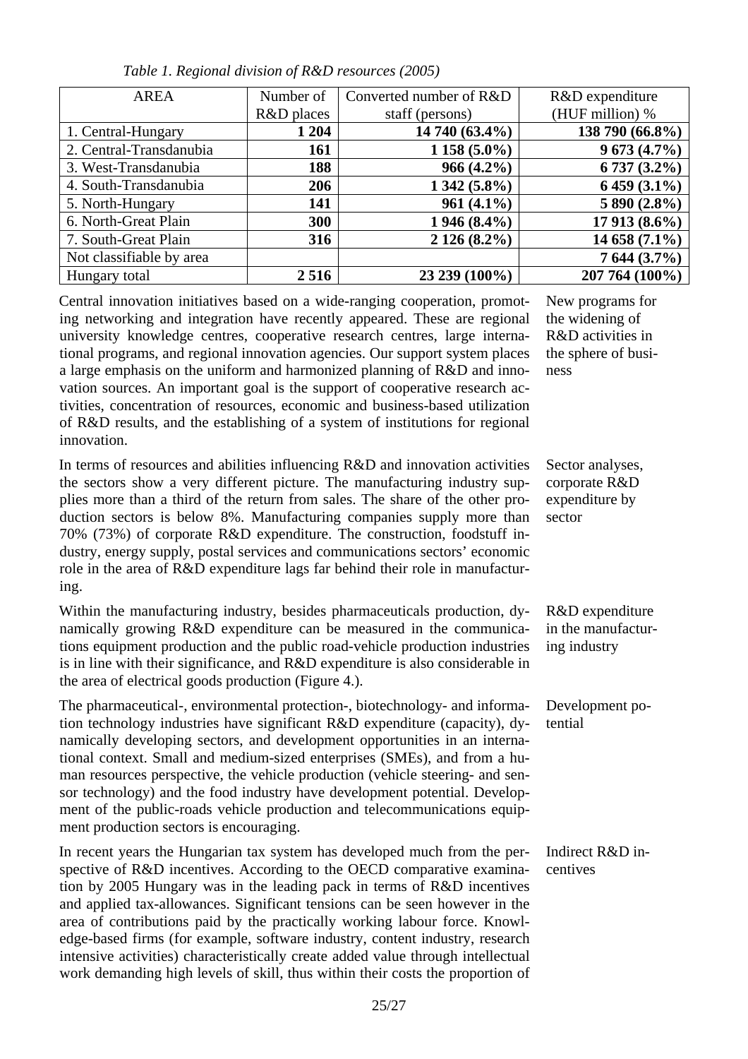*Table 1. Regional division of R&D resources (2005)*

| AREA | Number of R&D places | Converted number of R&D staff (persons) | R&D expenditure (HUF million) % |
|---|---|---|---|
| 1. Central-Hungary | **1 204** | **14 740 (63.4%)** | **138 790 (66.8%)** |
| 2. Central-Transdanubia | **161** | **1 158 (5.0%)** | **9 673 (4.7%)** |
| 3. West-Transdanubia | **188** | **966 (4.2%)** | **6 737 (3.2%)** |
| 4. South-Transdanubia | **206** | **1 342 (5.8%)** | **6 459 (3.1%)** |
| 5. North-Hungary | **141** | **961 (4.1%)** | **5 890 (2.8%)** |
| 6. North-Great Plain | **300** | **1 946 (8.4%)** | **17 913 (8.6%)** |
| 7. South-Great Plain | **316** | **2 126 (8.2%)** | **14 658 (7.1%)** |
| Not classifiable by area | | | **7 644 (3.7%)** |
| Hungary total | **2 516** | **23 239 (100%)** | **207 764 (100%)** |

*New programs for the widening of R&D activities in the sphere of business*

Central innovation initiatives based on a wide-ranging cooperation, promoting networking and integration have recently appeared. These are regional university knowledge centres, cooperative research centres, large international programs, and regional innovation agencies. Our support system places a large emphasis on the uniform and harmonized planning of R&D and innovation sources. An important goal is the support of cooperative research activities, concentration of resources, economic and business-based utilization of R&D results, and the establishing of a system of institutions for regional innovation.

*Sector analyses, corporate R&D expenditure by sector*

In terms of resources and abilities influencing R&D and innovation activities the sectors show a very different picture. The manufacturing industry supplies more than a third of the return from sales. The share of the other production sectors is below 8%. Manufacturing companies supply more than 70% (73%) of corporate R&D expenditure. The construction, foodstuff industry, energy supply, postal services and communications sectors' economic role in the area of R&D expenditure lags far behind their role in manufacturing.

*R&D expenditure in the manufacturing industry*

Within the manufacturing industry, besides pharmaceuticals production, dynamically growing R&D expenditure can be measured in the communications equipment production and the public road-vehicle production industries is in line with their significance, and R&D expenditure is also considerable in the area of electrical goods production (Figure 4.).

*Development potential*

The pharmaceutical-, environmental protection-, biotechnology- and information technology industries have significant R&D expenditure (capacity), dynamically developing sectors, and development opportunities in an international context. Small and medium-sized enterprises (SMEs), and from a human resources perspective, the vehicle production (vehicle steering- and sensor technology) and the food industry have development potential. Development of the public-roads vehicle production and telecommunications equipment production sectors is encouraging.

*Indirect R&D incentives*

In recent years the Hungarian tax system has developed much from the perspective of R&D incentives. According to the OECD comparative examination by 2005 Hungary was in the leading pack in terms of R&D incentives and applied tax-allowances. Significant tensions can be seen however in the area of contributions paid by the practically working labour force. Knowledge-based firms (for example, software industry, content industry, research intensive activities) characteristically create added value through intellectual work demanding high levels of skill, thus within their costs the proportion of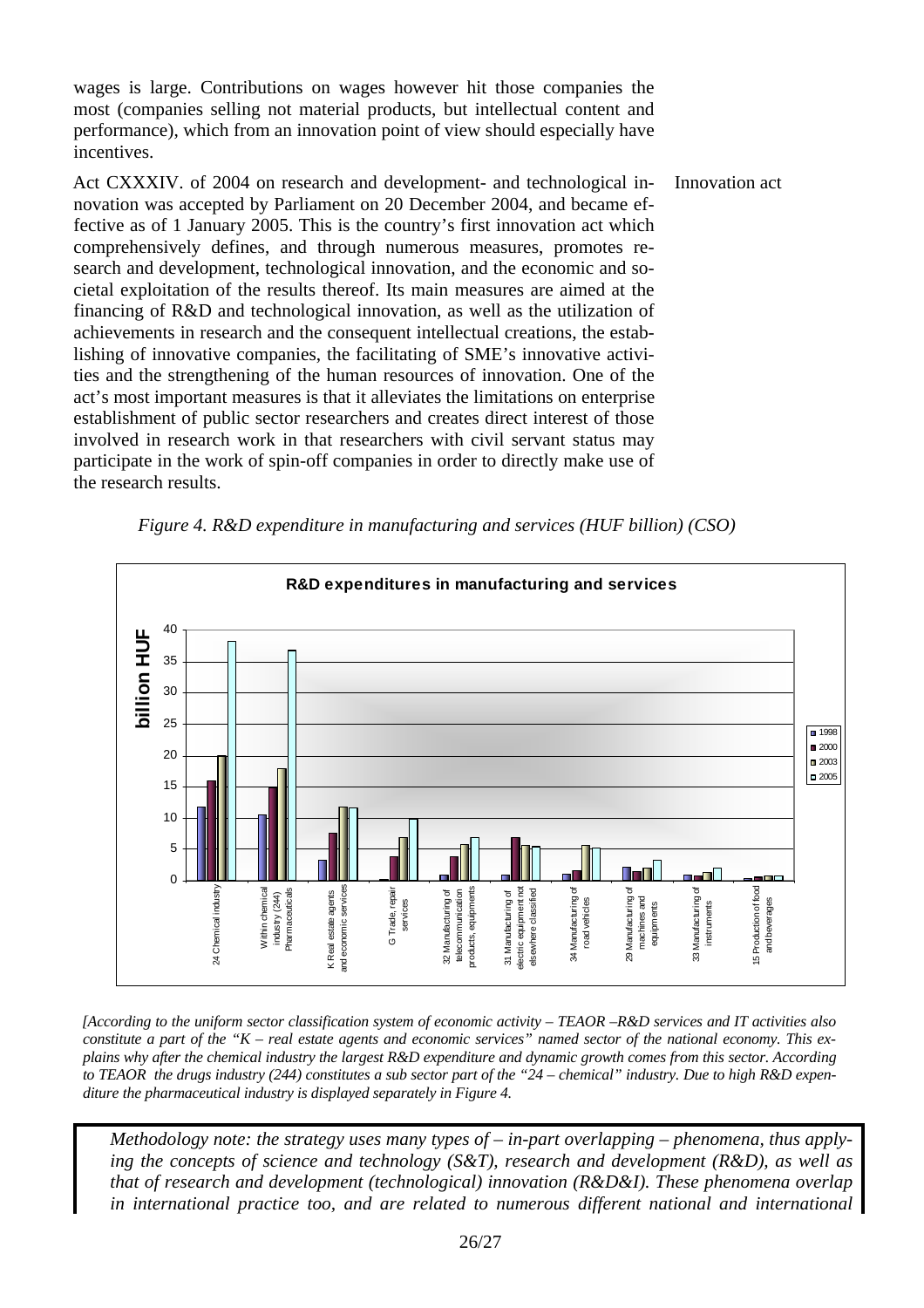wages is large. Contributions on wages however hit those companies the most (companies selling not material products, but intellectual content and performance), which from an innovation point of view should especially have incentives.

Innovation act

Act CXXXIV. of 2004 on research and development- and technological innovation was accepted by Parliament on 20 December 2004, and became effective as of 1 January 2005. This is the country's first innovation act which comprehensively defines, and through numerous measures, promotes research and development, technological innovation, and the economic and societal exploitation of the results thereof. Its main measures are aimed at the financing of R&D and technological innovation, as well as the utilization of achievements in research and the consequent intellectual creations, the establishing of innovative companies, the facilitating of SME's innovative activities and the strengthening of the human resources of innovation. One of the act's most important measures is that it alleviates the limitations on enterprise establishment of public sector researchers and creates direct interest of those involved in research work in that researchers with civil servant status may participate in the work of spin-off companies in order to directly make use of the research results.

*Figure 4. R&D expenditure in manufacturing and services (HUF billion) (CSO)*

*[According to the uniform sector classification system of economic activity – TEAOR –R&D services and IT activities also constitute a part of the "K – real estate agents and economic services" named sector of the national economy. This explains why after the chemical industry the largest R&D expenditure and dynamic growth comes from this sector. According to TEAOR the drugs industry (244) constitutes a sub sector part of the "24 – chemical" industry. Due to high R&D expenditure the pharmaceutical industry is displayed separately in Figure 4.*

*Methodology note: the strategy uses many types of – in-part overlapping – phenomena, thus applying the concepts of science and technology (S&T), research and development (R&D), as well as that of research and development (technological) innovation (R&D&I). These phenomena overlap in international practice too, and are related to numerous different national and international*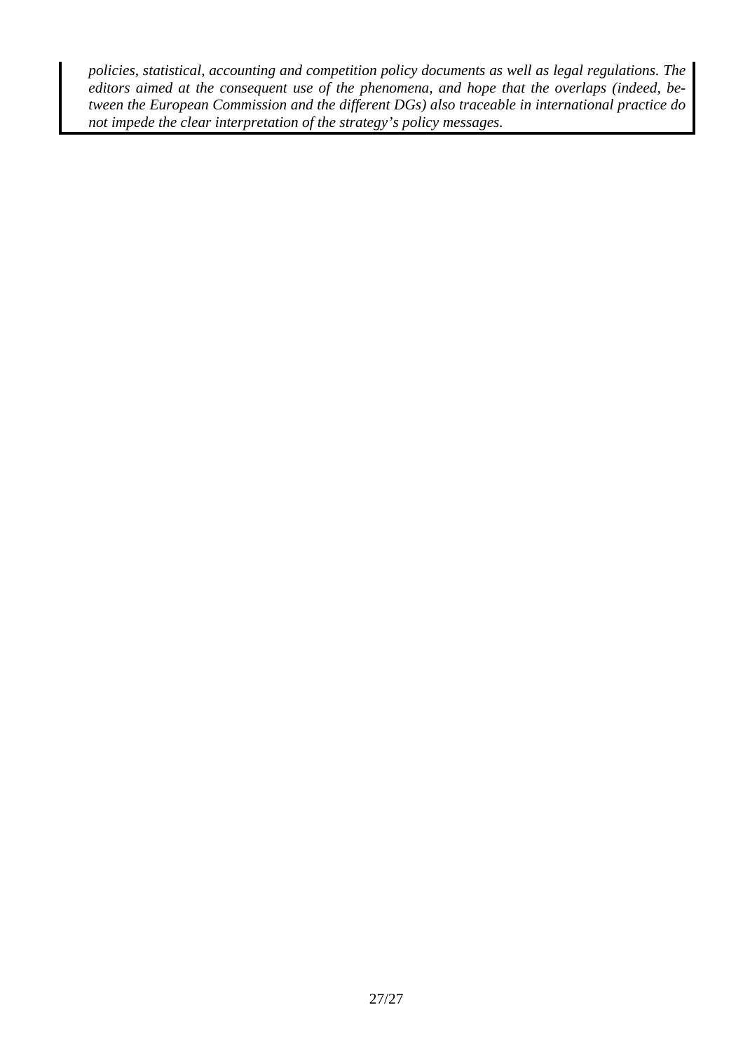*policies, statistical, accounting and competition policy documents as well as legal regulations. The editors aimed at the consequent use of the phenomena, and hope that the overlaps (indeed, between the European Commission and the different DGs) also traceable in international practice do not impede the clear interpretation of the strategy's policy messages.*